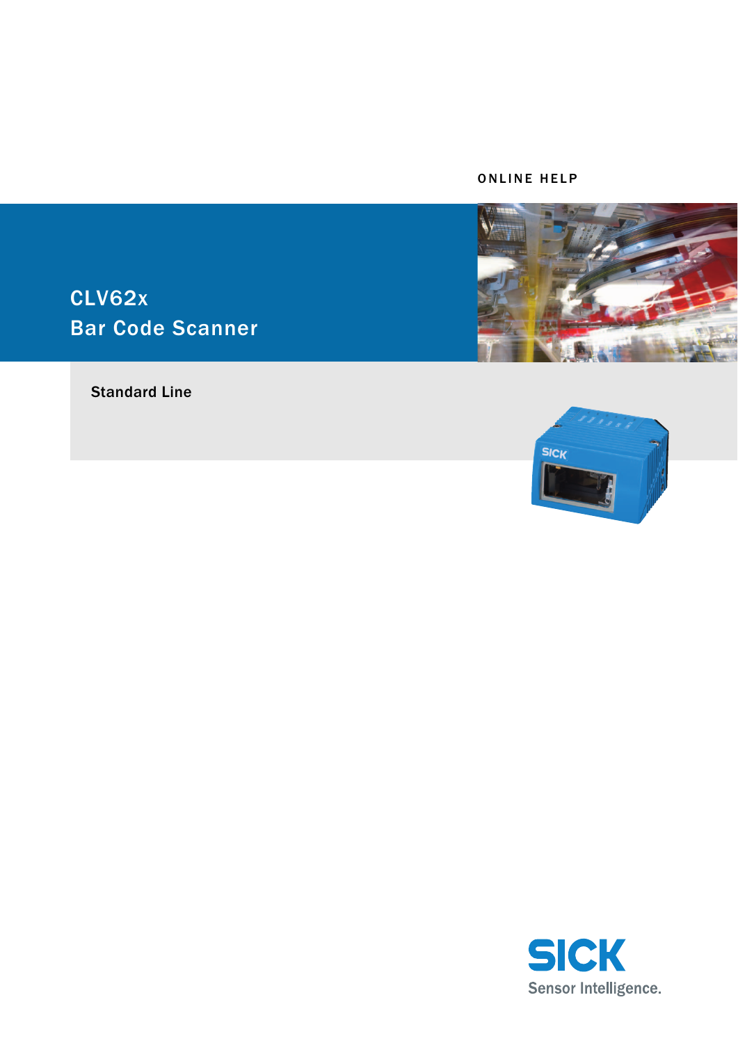ONLINE HELP

# CLV62x
# Bar Code Scanner

Standard Line

SICK
Sensor Intelligence.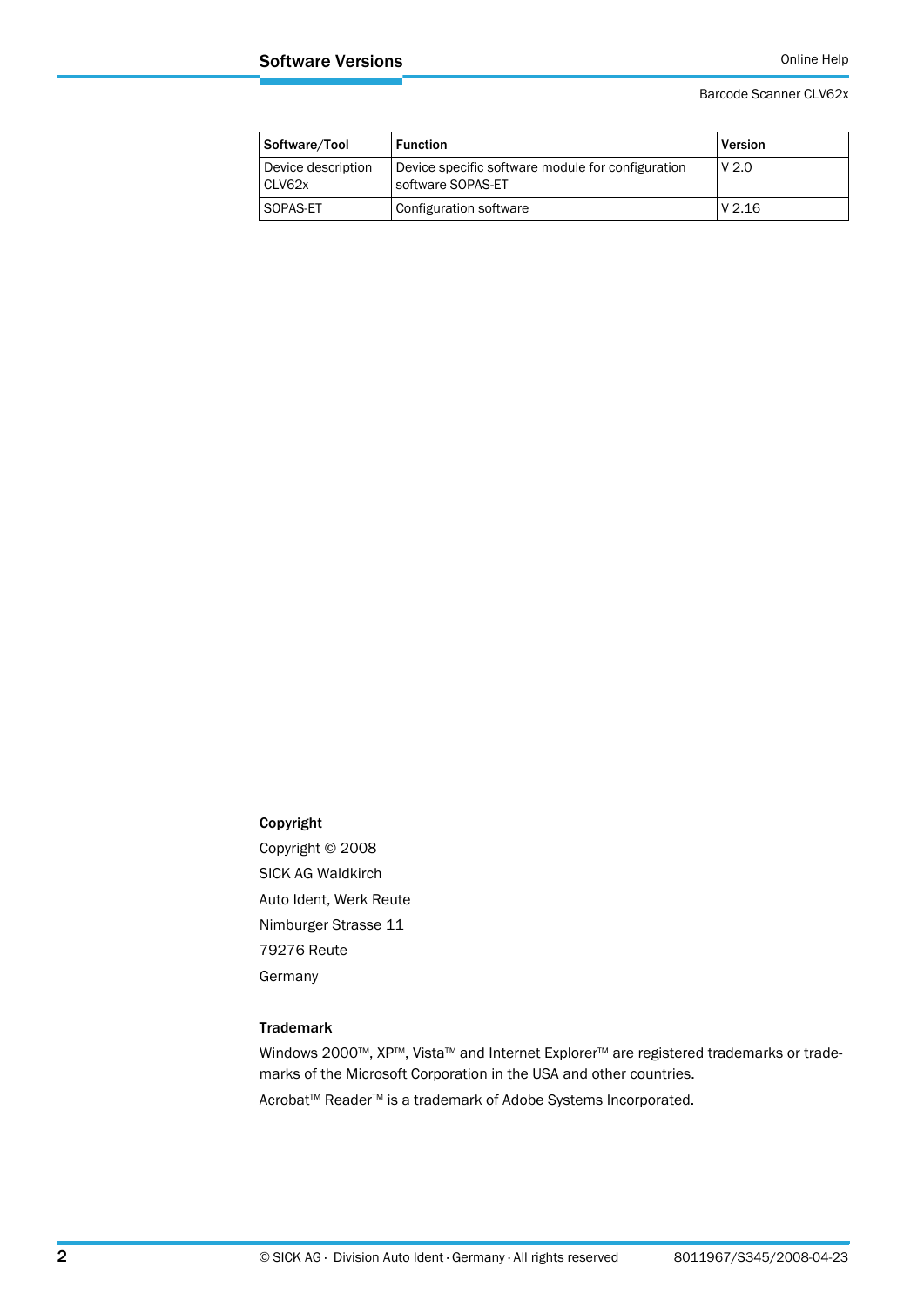## Software Versions

| Software/Tool | Function | Version |
| --- | --- | --- |
| Device description CLV62x | Device specific software module for configuration software SOPAS-ET | V 2.0 |
| SOPAS-ET | Configuration software | V 2.16 |

**Copyright**

Copyright © 2008

SICK AG Waldkirch

Auto Ident, Werk Reute

Nimburger Strasse 11

79276 Reute

Germany

**Trademark**

Windows 2000™, XP™, Vista™ and Internet Explorer™ are registered trademarks or trademarks of the Microsoft Corporation in the USA and other countries.

Acrobat™ Reader™ is a trademark of Adobe Systems Incorporated.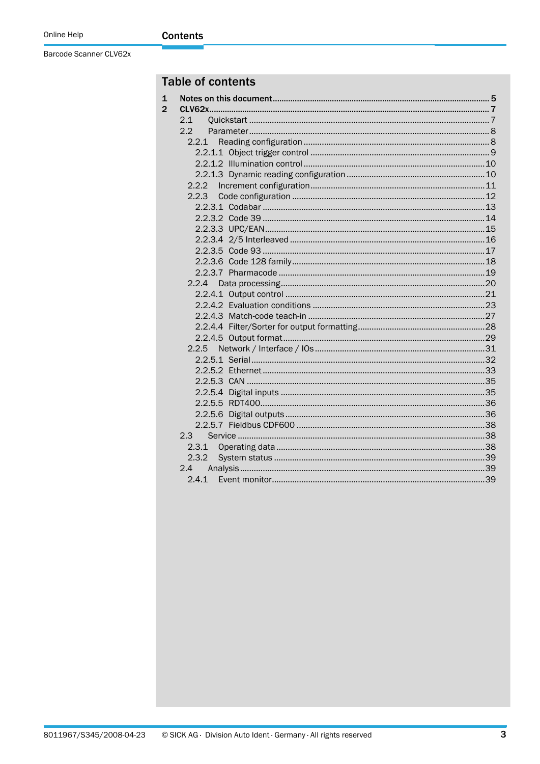# Table of contents

| | | |
|---|---|---|
| **1** | **Notes on this document** | **5** |
| **2** | **CLV62x** | **7** |
| 2.1 | Quickstart | 7 |
| 2.2 | Parameter | 8 |
| 2.2.1 | Reading configuration | 8 |
| 2.2.1.1 | Object trigger control | 9 |
| 2.2.1.2 | Illumination control | 10 |
| 2.2.1.3 | Dynamic reading configuration | 10 |
| 2.2.2 | Increment configuration | 11 |
| 2.2.3 | Code configuration | 12 |
| 2.2.3.1 | Codabar | 13 |
| 2.2.3.2 | Code 39 | 14 |
| 2.2.3.3 | UPC/EAN | 15 |
| 2.2.3.4 | 2/5 Interleaved | 16 |
| 2.2.3.5 | Code 93 | 17 |
| 2.2.3.6 | Code 128 family | 18 |
| 2.2.3.7 | Pharmacode | 19 |
| 2.2.4 | Data processing | 20 |
| 2.2.4.1 | Output control | 21 |
| 2.2.4.2 | Evaluation conditions | 23 |
| 2.2.4.3 | Match-code teach-in | 27 |
| 2.2.4.4 | Filter/Sorter for output formatting | 28 |
| 2.2.4.5 | Output format | 29 |
| 2.2.5 | Network / Interface / IOs | 31 |
| 2.2.5.1 | Serial | 32 |
| 2.2.5.2 | Ethernet | 33 |
| 2.2.5.3 | CAN | 35 |
| 2.2.5.4 | Digital inputs | 35 |
| 2.2.5.5 | RDT400 | 36 |
| 2.2.5.6 | Digital outputs | 36 |
| 2.2.5.7 | Fieldbus CDF600 | 38 |
| 2.3 | Service | 38 |
| 2.3.1 | Operating data | 38 |
| 2.3.2 | System status | 39 |
| 2.4 | Analysis | 39 |
| 2.4.1 | Event monitor | 39 |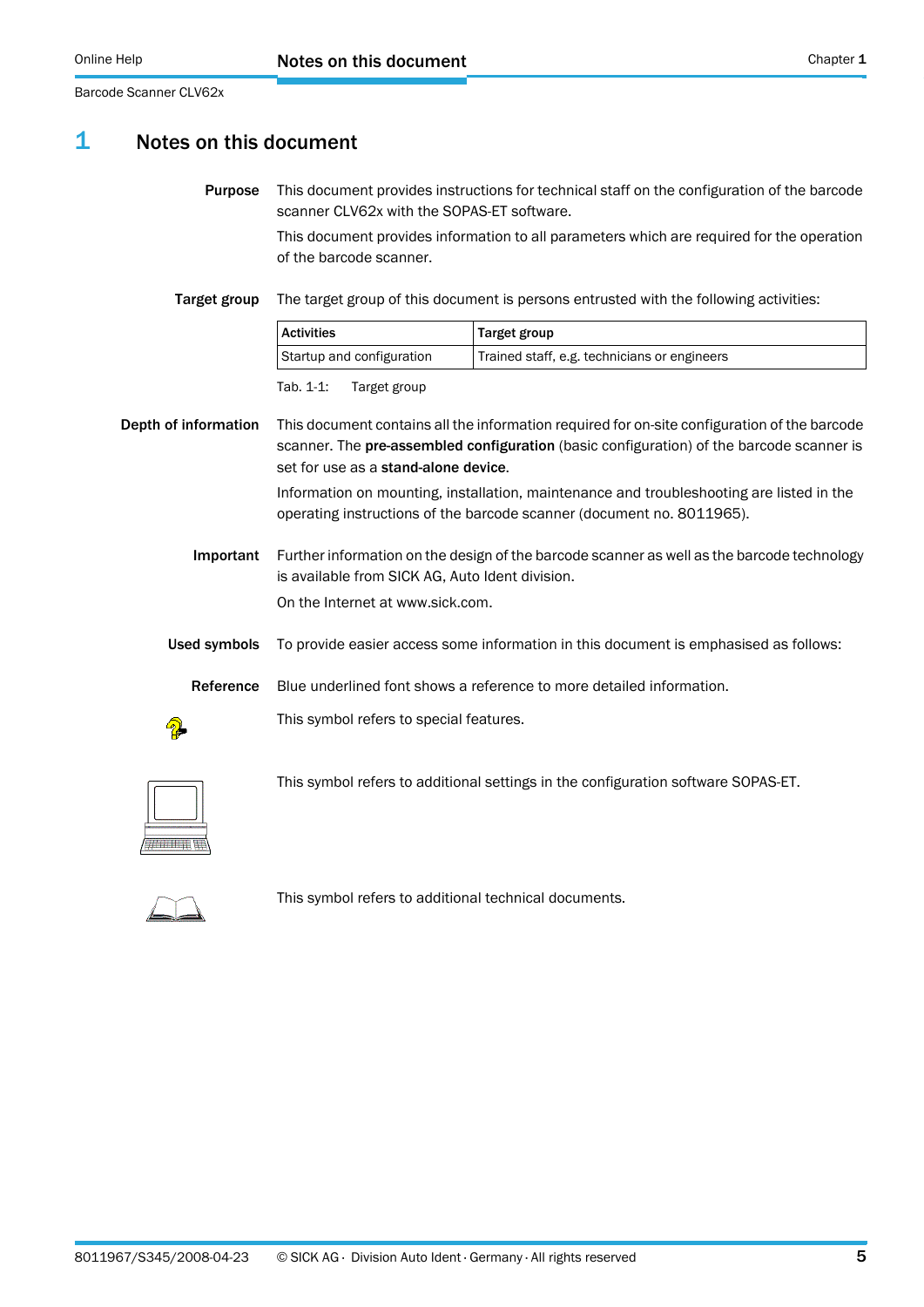# 1 Notes on this document

**Purpose**

This document provides instructions for technical staff on the configuration of the barcode scanner CLV62x with the SOPAS-ET software.

This document provides information to all parameters which are required for the operation of the barcode scanner.

**Target group**

The target group of this document is persons entrusted with the following activities:

| Activities | Target group |
|---|---|
| Startup and configuration | Trained staff, e.g. technicians or engineers |

Tab. 1-1: Target group

**Depth of information**

This document contains all the information required for on-site configuration of the barcode scanner. The **pre-assembled configuration** (basic configuration) of the barcode scanner is set for use as a **stand-alone device**.

Information on mounting, installation, maintenance and troubleshooting are listed in the operating instructions of the barcode scanner (document no. 8011965).

**Important**

Further information on the design of the barcode scanner as well as the barcode technology is available from SICK AG, Auto Ident division.

On the Internet at www.sick.com.

**Used symbols**

To provide easier access some information in this document is emphasised as follows:

**Reference**

Blue underlined font shows a reference to more detailed information.

This symbol refers to special features.

This symbol refers to additional settings in the configuration software SOPAS-ET.

This symbol refers to additional technical documents.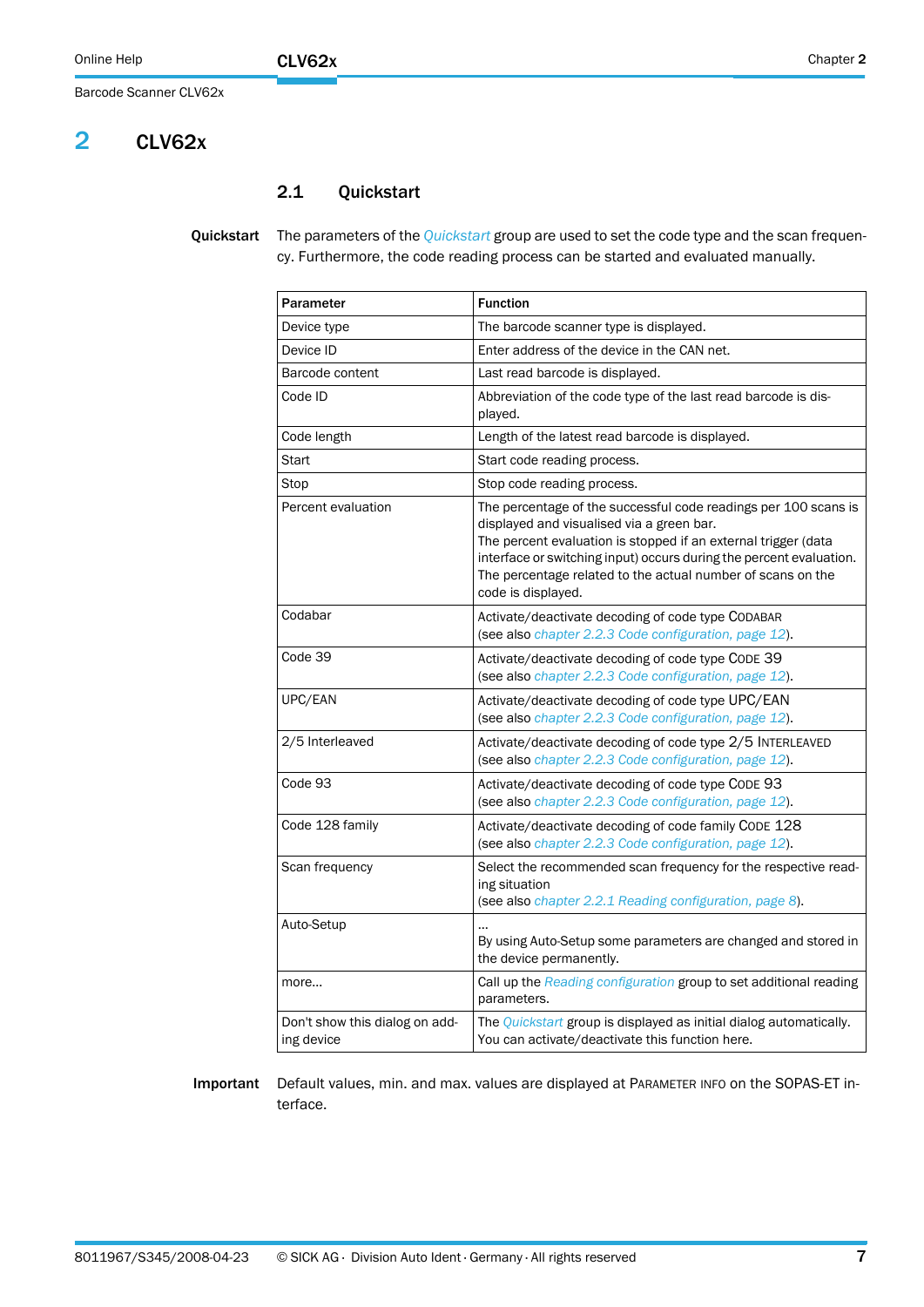# 2 CLV62x

## 2.1 Quickstart

**Quickstart** The parameters of the *Quickstart* group are used to set the code type and the scan frequency. Furthermore, the code reading process can be started and evaluated manually.

| Parameter | Function |
|---|---|
| Device type | The barcode scanner type is displayed. |
| Device ID | Enter address of the device in the CAN net. |
| Barcode content | Last read barcode is displayed. |
| Code ID | Abbreviation of the code type of the last read barcode is displayed. |
| Code length | Length of the latest read barcode is displayed. |
| Start | Start code reading process. |
| Stop | Stop code reading process. |
| Percent evaluation | The percentage of the successful code readings per 100 scans is displayed and visualised via a green bar.<br>The percent evaluation is stopped if an external trigger (data interface or switching input) occurs during the percent evaluation.<br>The percentage related to the actual number of scans on the code is displayed. |
| Codabar | Activate/deactivate decoding of code type CODABAR<br>(see also *chapter 2.2.3 Code configuration, page 12*). |
| Code 39 | Activate/deactivate decoding of code type CODE 39<br>(see also *chapter 2.2.3 Code configuration, page 12*). |
| UPC/EAN | Activate/deactivate decoding of code type UPC/EAN<br>(see also *chapter 2.2.3 Code configuration, page 12*). |
| 2/5 Interleaved | Activate/deactivate decoding of code type 2/5 INTERLEAVED<br>(see also *chapter 2.2.3 Code configuration, page 12*). |
| Code 93 | Activate/deactivate decoding of code type CODE 93<br>(see also *chapter 2.2.3 Code configuration, page 12*). |
| Code 128 family | Activate/deactivate decoding of code family CODE 128<br>(see also *chapter 2.2.3 Code configuration, page 12*). |
| Scan frequency | Select the recommended scan frequency for the respective reading situation<br>(see also *chapter 2.2.1 Reading configuration, page 8*). |
| Auto-Setup | ...<br>By using Auto-Setup some parameters are changed and stored in the device permanently. |
| more... | Call up the *Reading configuration* group to set additional reading parameters. |
| Don't show this dialog on adding device | The *Quickstart* group is displayed as initial dialog automatically. You can activate/deactivate this function here. |

**Important** Default values, min. and max. values are displayed at PARAMETER INFO on the SOPAS-ET interface.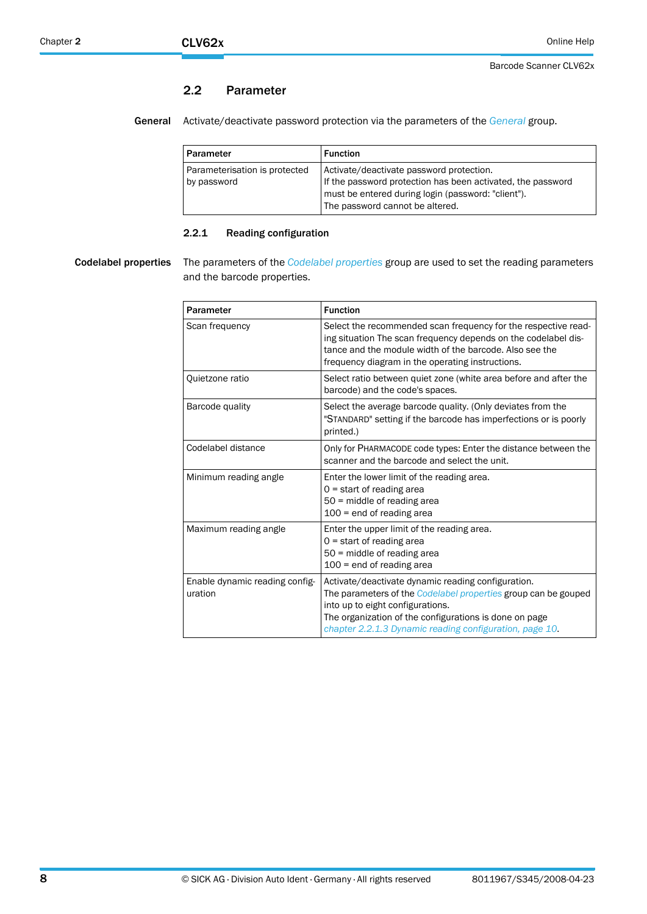## 2.2 Parameter

**General** Activate/deactivate password protection via the parameters of the *General* group.

| Parameter | Function |
|---|---|
| Parameterisation is protected by password | Activate/deactivate password protection.<br>If the password protection has been activated, the password must be entered during login (password: "client").<br>The password cannot be altered. |

### 2.2.1 Reading configuration

**Codelabel properties** The parameters of the *Codelabel properties* group are used to set the reading parameters and the barcode properties.

| Parameter | Function |
|---|---|
| Scan frequency | Select the recommended scan frequency for the respective reading situation The scan frequency depends on the codelabel distance and the module width of the barcode. Also see the frequency diagram in the operating instructions. |
| Quietzone ratio | Select ratio between quiet zone (white area before and after the barcode) and the code's spaces. |
| Barcode quality | Select the average barcode quality. (Only deviates from the "STANDARD" setting if the barcode has imperfections or is poorly printed.) |
| Codelabel distance | Only for PHARMACODE code types: Enter the distance between the scanner and the barcode and select the unit. |
| Minimum reading angle | Enter the lower limit of the reading area.<br>0 = start of reading area<br>50 = middle of reading area<br>100 = end of reading area |
| Maximum reading angle | Enter the upper limit of the reading area.<br>0 = start of reading area<br>50 = middle of reading area<br>100 = end of reading area |
| Enable dynamic reading configuration | Activate/deactivate dynamic reading configuration.<br>The parameters of the *Codelabel properties* group can be gouped into up to eight configurations.<br>The organization of the configurations is done on page *chapter 2.2.1.3 Dynamic reading configuration, page 10*. |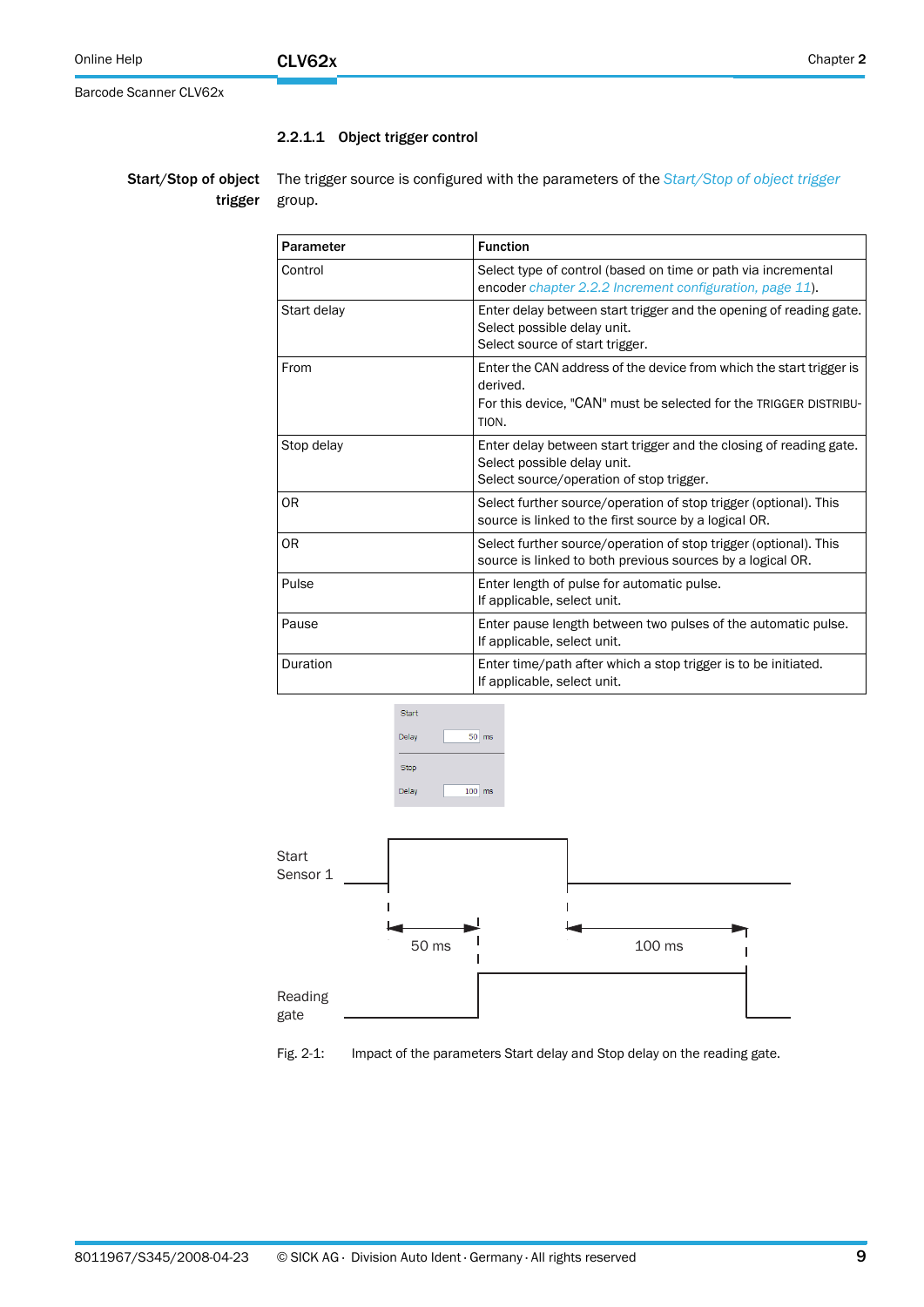### 2.2.1.1 Object trigger control

**Start/Stop of object trigger**

The trigger source is configured with the parameters of the *Start/Stop of object trigger* group.

| Parameter | Function |
|---|---|
| Control | Select type of control (based on time or path via incremental encoder *chapter 2.2.2 Increment configuration, page 11*). |
| Start delay | Enter delay between start trigger and the opening of reading gate. Select possible delay unit. Select source of start trigger. |
| From | Enter the CAN address of the device from which the start trigger is derived. For this device, "CAN" must be selected for the TRIGGER DISTRIBUTION. |
| Stop delay | Enter delay between start trigger and the closing of reading gate. Select possible delay unit. Select source/operation of stop trigger. |
| OR | Select further source/operation of stop trigger (optional). This source is linked to the first source by a logical OR. |
| OR | Select further source/operation of stop trigger (optional). This source is linked to both previous sources by a logical OR. |
| Pulse | Enter length of pulse for automatic pulse. If applicable, select unit. |
| Pause | Enter pause length between two pulses of the automatic pulse. If applicable, select unit. |
| Duration | Enter time/path after which a stop trigger is to be initiated. If applicable, select unit. |

Fig. 2-1: Impact of the parameters Start delay and Stop delay on the reading gate.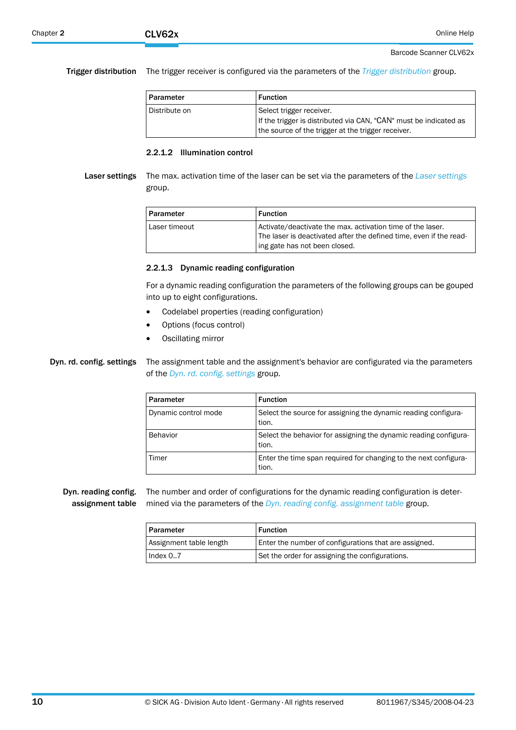**Trigger distribution** The trigger receiver is configured via the parameters of the *Trigger distribution* group.

| Parameter | Function |
|---|---|
| Distribute on | Select trigger receiver.<br>If the trigger is distributed via CAN, "CAN" must be indicated as the source of the trigger at the trigger receiver. |

#### 2.2.1.2 Illumination control

**Laser settings** The max. activation time of the laser can be set via the parameters of the *Laser settings* group.

| Parameter | Function |
|---|---|
| Laser timeout | Activate/deactivate the max. activation time of the laser.<br>The laser is deactivated after the defined time, even if the reading gate has not been closed. |

#### 2.2.1.3 Dynamic reading configuration

For a dynamic reading configuration the parameters of the following groups can be gouped into up to eight configurations.

- Codelabel properties (reading configuration)
- Options (focus control)
- Oscillating mirror

**Dyn. rd. config. settings** The assignment table and the assignment's behavior are configurated via the parameters of the *Dyn. rd. config. settings* group.

| Parameter | Function |
|---|---|
| Dynamic control mode | Select the source for assigning the dynamic reading configuration. |
| Behavior | Select the behavior for assigning the dynamic reading configuration. |
| Timer | Enter the time span required for changing to the next configuration. |

**Dyn. reading config. assignment table** The number and order of configurations for the dynamic reading configuration is determined via the parameters of the *Dyn. reading config. assignment table* group.

| Parameter | Function |
|---|---|
| Assignment table length | Enter the number of configurations that are assigned. |
| Index 0..7 | Set the order for assigning the configurations. |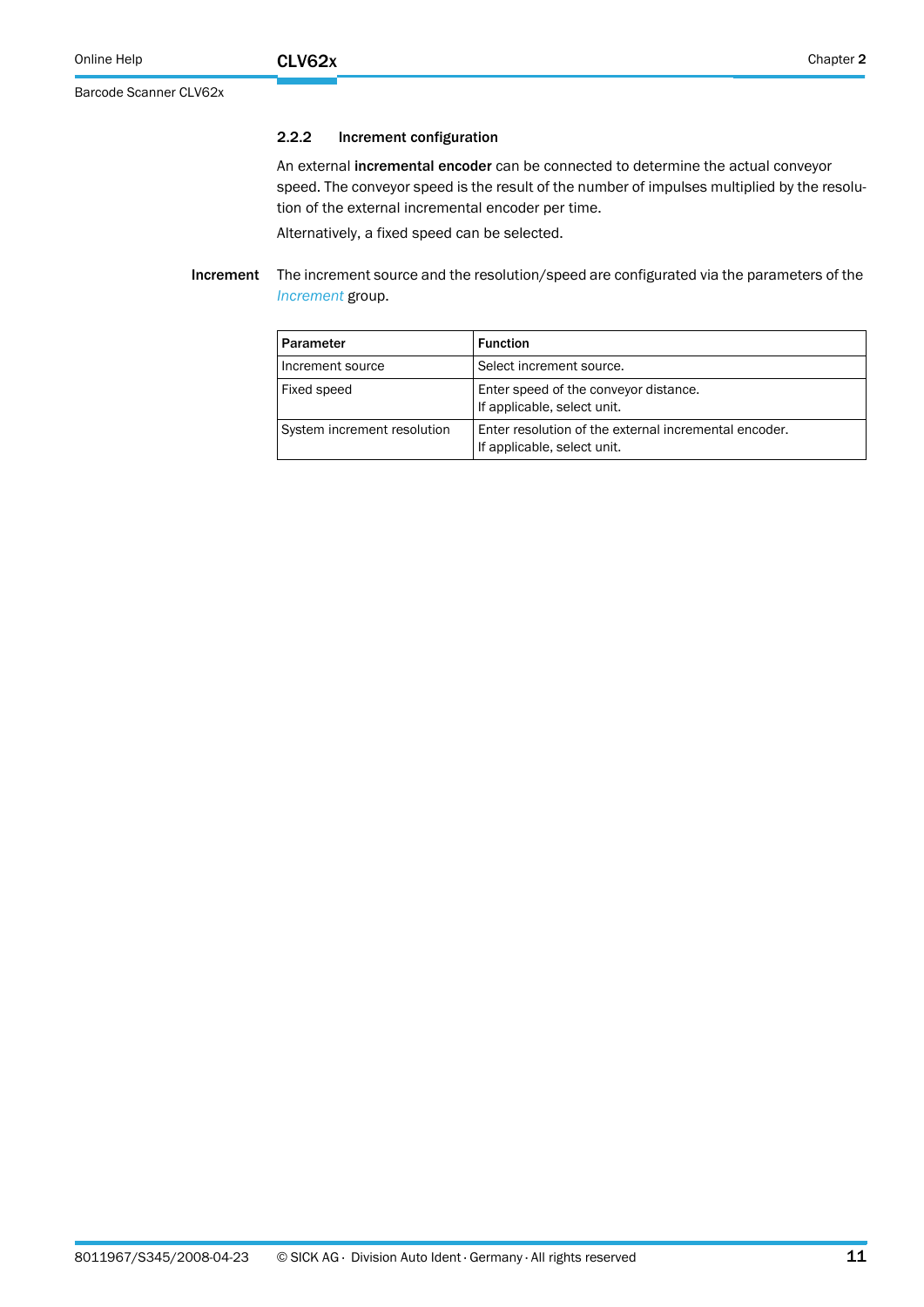### 2.2.2 Increment configuration

An external **incremental encoder** can be connected to determine the actual conveyor speed. The conveyor speed is the result of the number of impulses multiplied by the resolution of the external incremental encoder per time.

Alternatively, a fixed speed can be selected.

**Increment**

The increment source and the resolution/speed are configurated via the parameters of the *Increment* group.

| Parameter | Function |
|---|---|
| Increment source | Select increment source. |
| Fixed speed | Enter speed of the conveyor distance.<br>If applicable, select unit. |
| System increment resolution | Enter resolution of the external incremental encoder.<br>If applicable, select unit. |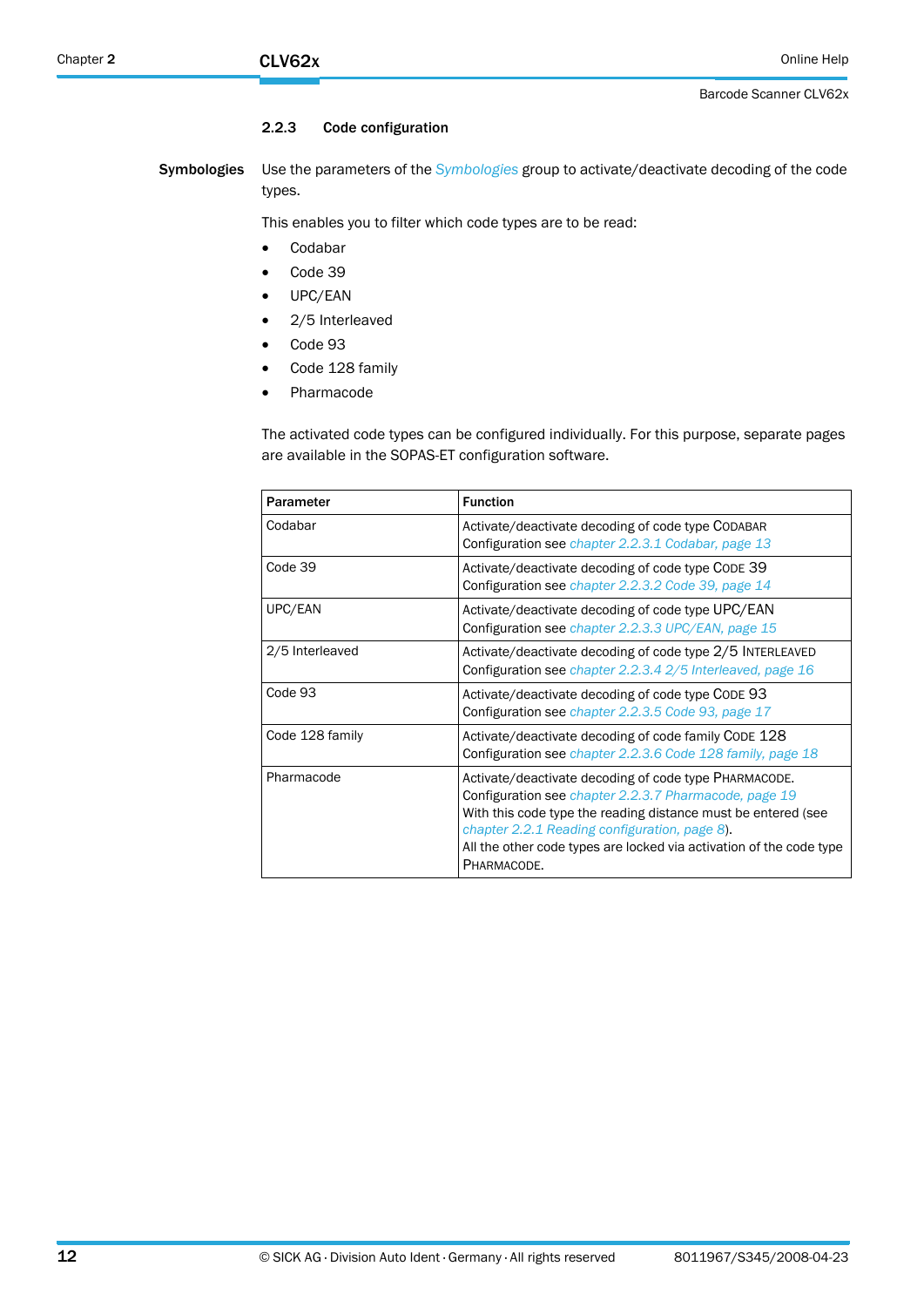### 2.2.3 Code configuration

**Symbologies**

Use the parameters of the *Symbologies* group to activate/deactivate decoding of the code types.

This enables you to filter which code types are to be read:

- Codabar
- Code 39
- UPC/EAN
- 2/5 Interleaved
- Code 93
- Code 128 family
- Pharmacode

The activated code types can be configured individually. For this purpose, separate pages are available in the SOPAS-ET configuration software.

| Parameter | Function |
|---|---|
| Codabar | Activate/deactivate decoding of code type CODABAR<br>Configuration see *chapter 2.2.3.1 Codabar, page 13* |
| Code 39 | Activate/deactivate decoding of code type CODE 39<br>Configuration see *chapter 2.2.3.2 Code 39, page 14* |
| UPC/EAN | Activate/deactivate decoding of code type UPC/EAN<br>Configuration see *chapter 2.2.3.3 UPC/EAN, page 15* |
| 2/5 Interleaved | Activate/deactivate decoding of code type 2/5 INTERLEAVED<br>Configuration see *chapter 2.2.3.4 2/5 Interleaved, page 16* |
| Code 93 | Activate/deactivate decoding of code type CODE 93<br>Configuration see *chapter 2.2.3.5 Code 93, page 17* |
| Code 128 family | Activate/deactivate decoding of code family CODE 128<br>Configuration see *chapter 2.2.3.6 Code 128 family, page 18* |
| Pharmacode | Activate/deactivate decoding of code type PHARMACODE.<br>Configuration see *chapter 2.2.3.7 Pharmacode, page 19*<br>With this code type the reading distance must be entered (see *chapter 2.2.1 Reading configuration, page 8*).<br>All the other code types are locked via activation of the code type PHARMACODE. |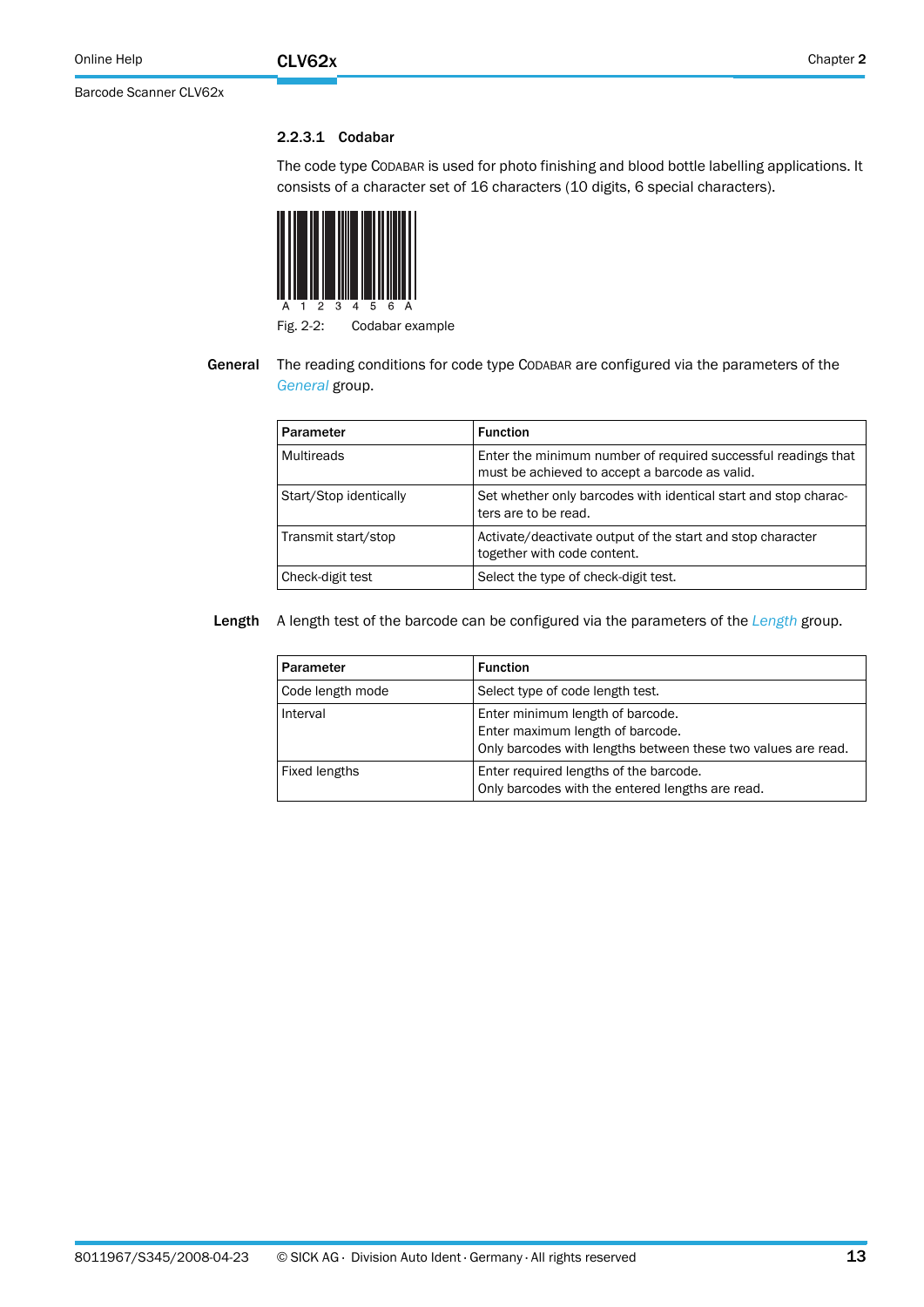#### 2.2.3.1 Codabar

The code type CODABAR is used for photo finishing and blood bottle labelling applications. It consists of a character set of 16 characters (10 digits, 6 special characters).

A 1 2 3 4 5 6 A

Fig. 2-2: Codabar example

**General** The reading conditions for code type CODABAR are configured via the parameters of the *General* group.

| Parameter | Function |
|---|---|
| Multireads | Enter the minimum number of required successful readings that must be achieved to accept a barcode as valid. |
| Start/Stop identically | Set whether only barcodes with identical start and stop characters are to be read. |
| Transmit start/stop | Activate/deactivate output of the start and stop character together with code content. |
| Check-digit test | Select the type of check-digit test. |

**Length** A length test of the barcode can be configured via the parameters of the *Length* group.

| Parameter | Function |
|---|---|
| Code length mode | Select type of code length test. |
| Interval | Enter minimum length of barcode.<br>Enter maximum length of barcode.<br>Only barcodes with lengths between these two values are read. |
| Fixed lengths | Enter required lengths of the barcode.<br>Only barcodes with the entered lengths are read. |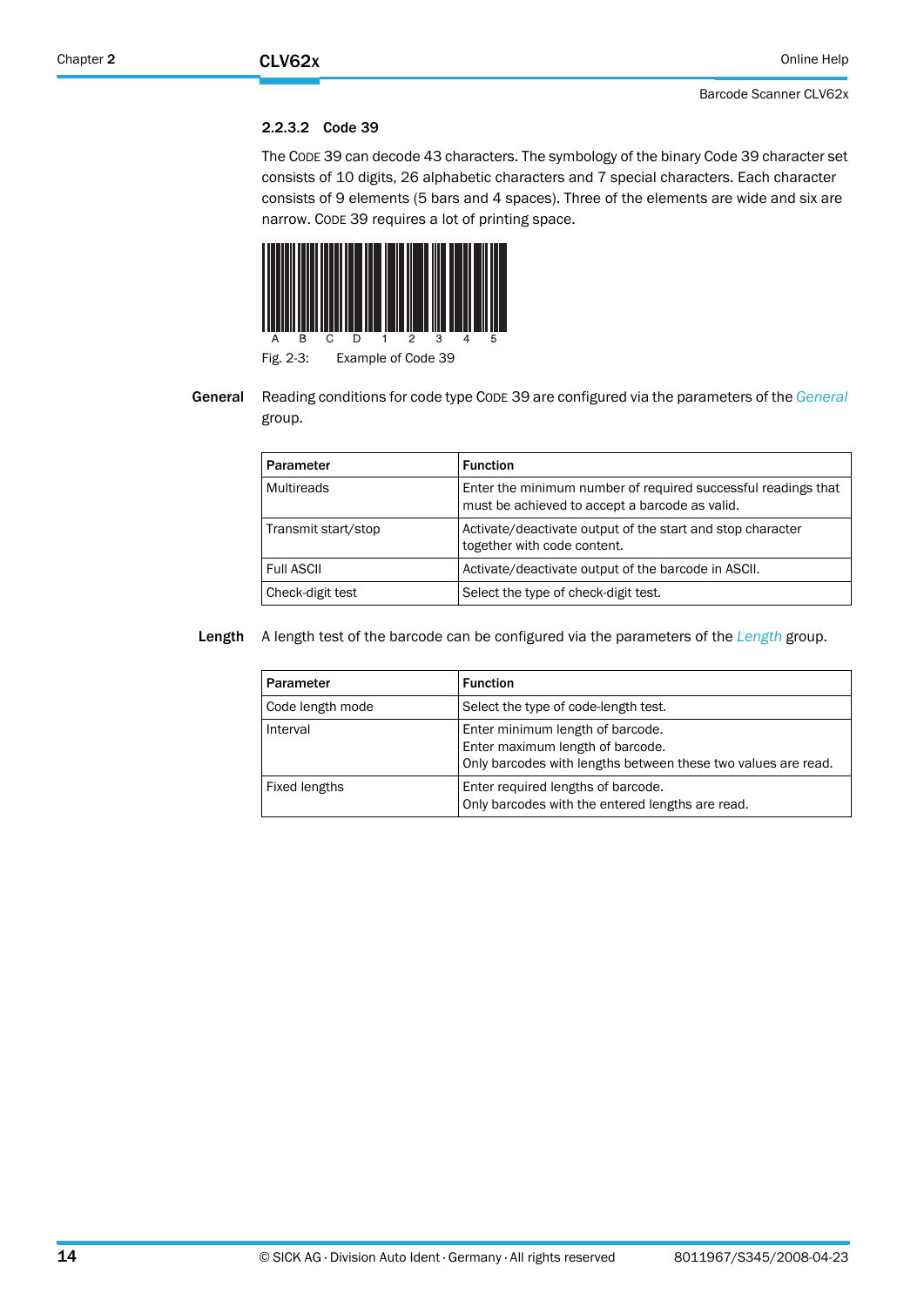### 2.2.3.2 Code 39

The CODE 39 can decode 43 characters. The symbology of the binary Code 39 character set consists of 10 digits, 26 alphabetic characters and 7 special characters. Each character consists of 9 elements (5 bars and 4 spaces). Three of the elements are wide and six are narrow. CODE 39 requires a lot of printing space.

A B C D 1 2 3 4 5

Fig. 2-3: Example of Code 39

**General**

Reading conditions for code type CODE 39 are configured via the parameters of the *General* group.

| Parameter | Function |
|---|---|
| Multireads | Enter the minimum number of required successful readings that must be achieved to accept a barcode as valid. |
| Transmit start/stop | Activate/deactivate output of the start and stop character together with code content. |
| Full ASCII | Activate/deactivate output of the barcode in ASCII. |
| Check-digit test | Select the type of check-digit test. |

**Length**

A length test of the barcode can be configured via the parameters of the *Length* group.

| Parameter | Function |
|---|---|
| Code length mode | Select the type of code-length test. |
| Interval | Enter minimum length of barcode.<br>Enter maximum length of barcode.<br>Only barcodes with lengths between these two values are read. |
| Fixed lengths | Enter required lengths of barcode.<br>Only barcodes with the entered lengths are read. |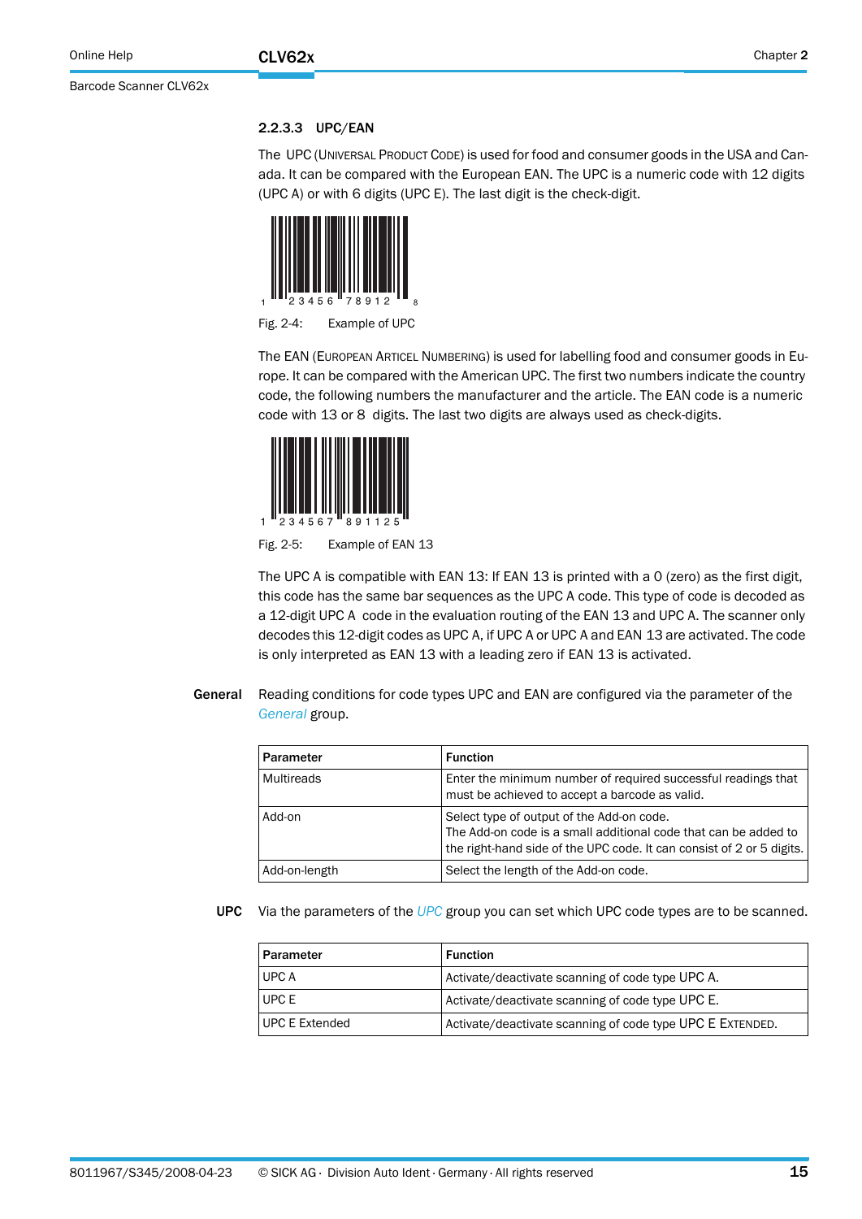### 2.2.3.3 UPC/EAN

The UPC (UNIVERSAL PRODUCT CODE) is used for food and consumer goods in the USA and Canada. It can be compared with the European EAN. The UPC is a numeric code with 12 digits (UPC A) or with 6 digits (UPC E). The last digit is the check-digit.

Fig. 2-4: Example of UPC

The EAN (EUROPEAN ARTICEL NUMBERING) is used for labelling food and consumer goods in Europe. It can be compared with the American UPC. The first two numbers indicate the country code, the following numbers the manufacturer and the article. The EAN code is a numeric code with 13 or 8 digits. The last two digits are always used as check-digits.

Fig. 2-5: Example of EAN 13

The UPC A is compatible with EAN 13: If EAN 13 is printed with a 0 (zero) as the first digit, this code has the same bar sequences as the UPC A code. This type of code is decoded as a 12-digit UPC A code in the evaluation routing of the EAN 13 and UPC A. The scanner only decodes this 12-digit codes as UPC A, if UPC A or UPC A and EAN 13 are activated. The code is only interpreted as EAN 13 with a leading zero if EAN 13 is activated.

**General** Reading conditions for code types UPC and EAN are configured via the parameter of the *General* group.

| Parameter | Function |
|---|---|
| Multireads | Enter the minimum number of required successful readings that must be achieved to accept a barcode as valid. |
| Add-on | Select type of output of the Add-on code.<br>The Add-on code is a small additional code that can be added to the right-hand side of the UPC code. It can consist of 2 or 5 digits. |
| Add-on-length | Select the length of the Add-on code. |

**UPC** Via the parameters of the *UPC* group you can set which UPC code types are to be scanned.

| Parameter | Function |
|---|---|
| UPC A | Activate/deactivate scanning of code type UPC A. |
| UPC E | Activate/deactivate scanning of code type UPC E. |
| UPC E Extended | Activate/deactivate scanning of code type UPC E EXTENDED. |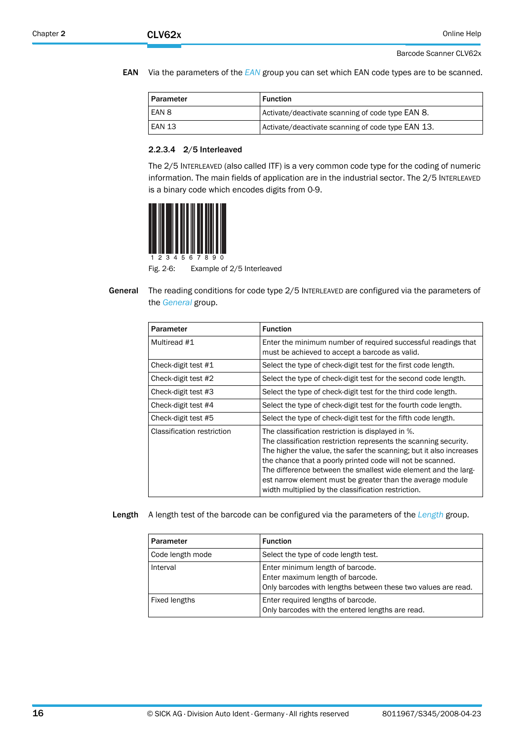**EAN** Via the parameters of the *EAN* group you can set which EAN code types are to be scanned.

| Parameter | Function |
|---|---|
| EAN 8 | Activate/deactivate scanning of code type EAN 8. |
| EAN 13 | Activate/deactivate scanning of code type EAN 13. |

### 2.2.3.4 2/5 Interleaved

The 2/5 INTERLEAVED (also called ITF) is a very common code type for the coding of numeric information. The main fields of application are in the industrial sector. The 2/5 INTERLEAVED is a binary code which encodes digits from 0-9.

1 2 3 4 5 6 7 8 9 0

Fig. 2-6: Example of 2/5 Interleaved

**General** The reading conditions for code type 2/5 INTERLEAVED are configured via the parameters of the *General* group.

| Parameter | Function |
|---|---|
| Multiread #1 | Enter the minimum number of required successful readings that must be achieved to accept a barcode as valid. |
| Check-digit test #1 | Select the type of check-digit test for the first code length. |
| Check-digit test #2 | Select the type of check-digit test for the second code length. |
| Check-digit test #3 | Select the type of check-digit test for the third code length. |
| Check-digit test #4 | Select the type of check-digit test for the fourth code length. |
| Check-digit test #5 | Select the type of check-digit test for the fifth code length. |
| Classification restriction | The classification restriction is displayed in %.<br>The classification restriction represents the scanning security. The higher the value, the safer the scanning; but it also increases the chance that a poorly printed code will not be scanned.<br>The difference between the smallest wide element and the largest narrow element must be greater than the average module width multiplied by the classification restriction. |

**Length** A length test of the barcode can be configured via the parameters of the *Length* group.

| Parameter | Function |
|---|---|
| Code length mode | Select the type of code length test. |
| Interval | Enter minimum length of barcode.<br>Enter maximum length of barcode.<br>Only barcodes with lengths between these two values are read. |
| Fixed lengths | Enter required lengths of barcode.<br>Only barcodes with the entered lengths are read. |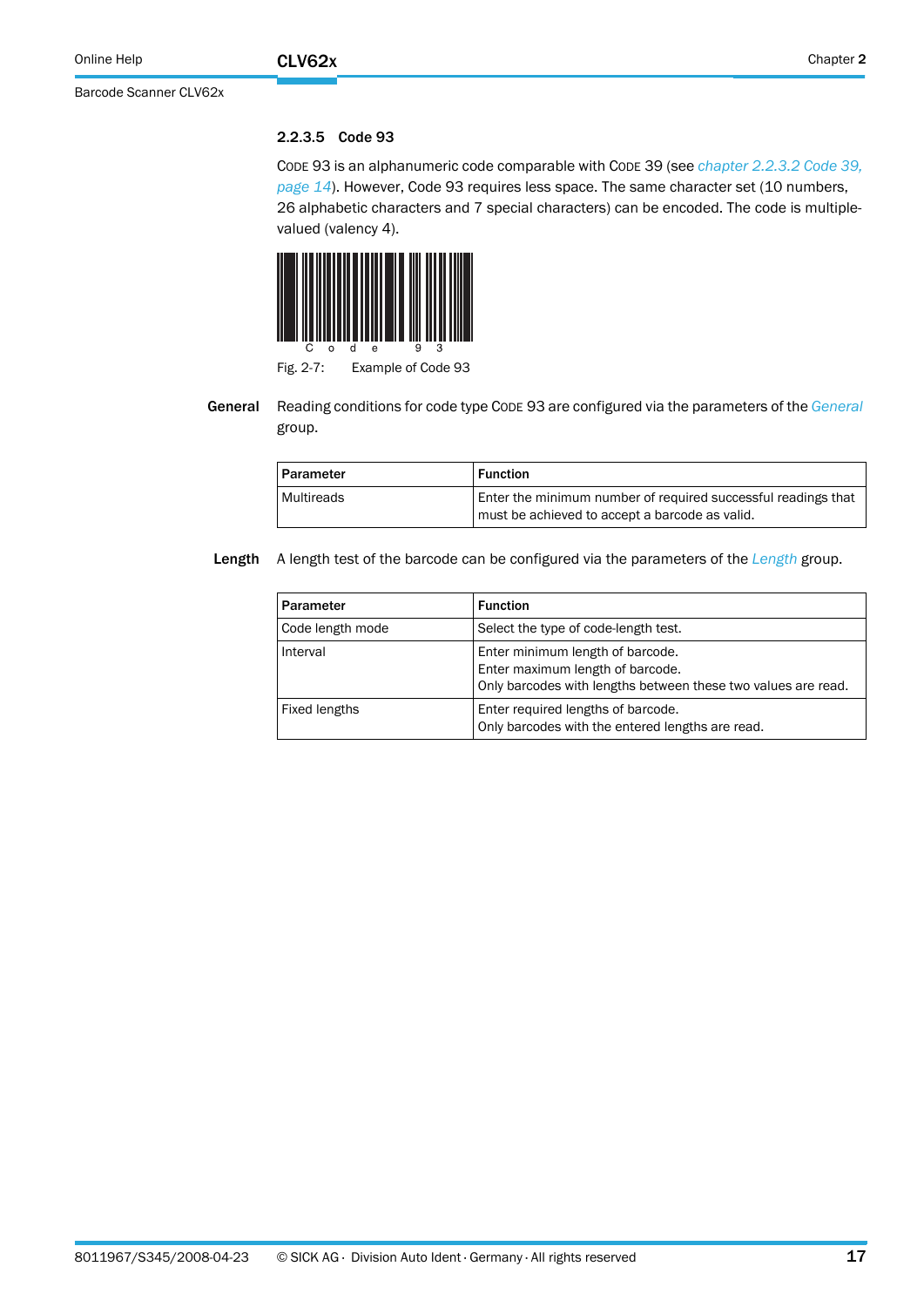### 2.2.3.5 Code 93

CODE 93 is an alphanumeric code comparable with CODE 39 (see *chapter 2.2.3.2 Code 39, page 14*). However, Code 93 requires less space. The same character set (10 numbers, 26 alphabetic characters and 7 special characters) can be encoded. The code is multiple-valued (valency 4).

Fig. 2-7: Example of Code 93

**General**

Reading conditions for code type CODE 93 are configured via the parameters of the *General* group.

| Parameter | Function |
|---|---|
| Multireads | Enter the minimum number of required successful readings that must be achieved to accept a barcode as valid. |

**Length**

A length test of the barcode can be configured via the parameters of the *Length* group.

| Parameter | Function |
|---|---|
| Code length mode | Select the type of code-length test. |
| Interval | Enter minimum length of barcode.<br>Enter maximum length of barcode.<br>Only barcodes with lengths between these two values are read. |
| Fixed lengths | Enter required lengths of barcode.<br>Only barcodes with the entered lengths are read. |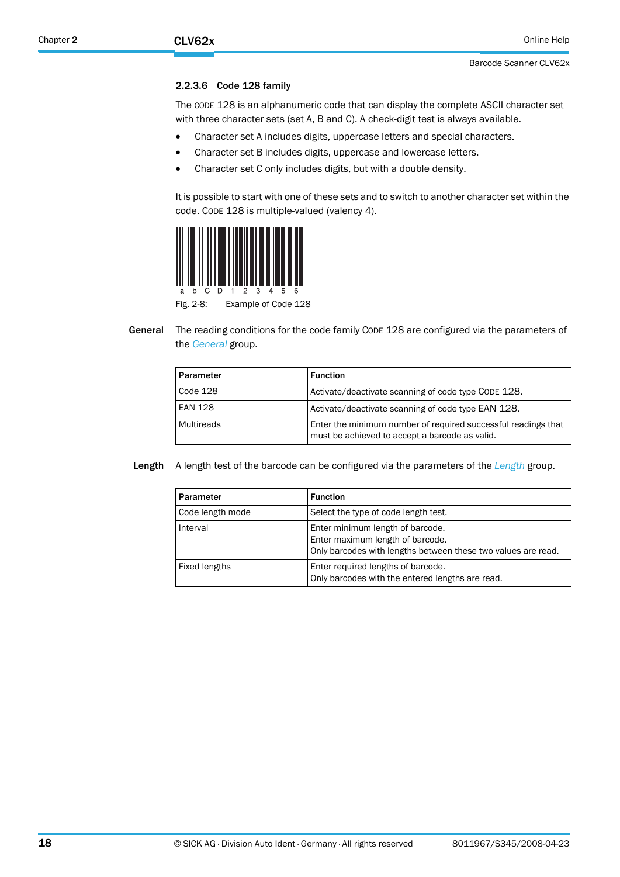### 2.2.3.6 Code 128 family

The CODE 128 is an alphanumeric code that can display the complete ASCII character set with three character sets (set A, B and C). A check-digit test is always available.

- Character set A includes digits, uppercase letters and special characters.
- Character set B includes digits, uppercase and lowercase letters.
- Character set C only includes digits, but with a double density.

It is possible to start with one of these sets and to switch to another character set within the code. CODE 128 is multiple-valued (valency 4).

a b C D 1 2 3 4 5 6

Fig. 2-8: Example of Code 128

**General** The reading conditions for the code family CODE 128 are configured via the parameters of the *General* group.

| Parameter | Function |
|---|---|
| Code 128 | Activate/deactivate scanning of code type CODE 128. |
| EAN 128 | Activate/deactivate scanning of code type EAN 128. |
| Multireads | Enter the minimum number of required successful readings that must be achieved to accept a barcode as valid. |

**Length** A length test of the barcode can be configured via the parameters of the *Length* group.

| Parameter | Function |
|---|---|
| Code length mode | Select the type of code length test. |
| Interval | Enter minimum length of barcode.<br>Enter maximum length of barcode.<br>Only barcodes with lengths between these two values are read. |
| Fixed lengths | Enter required lengths of barcode.<br>Only barcodes with the entered lengths are read. |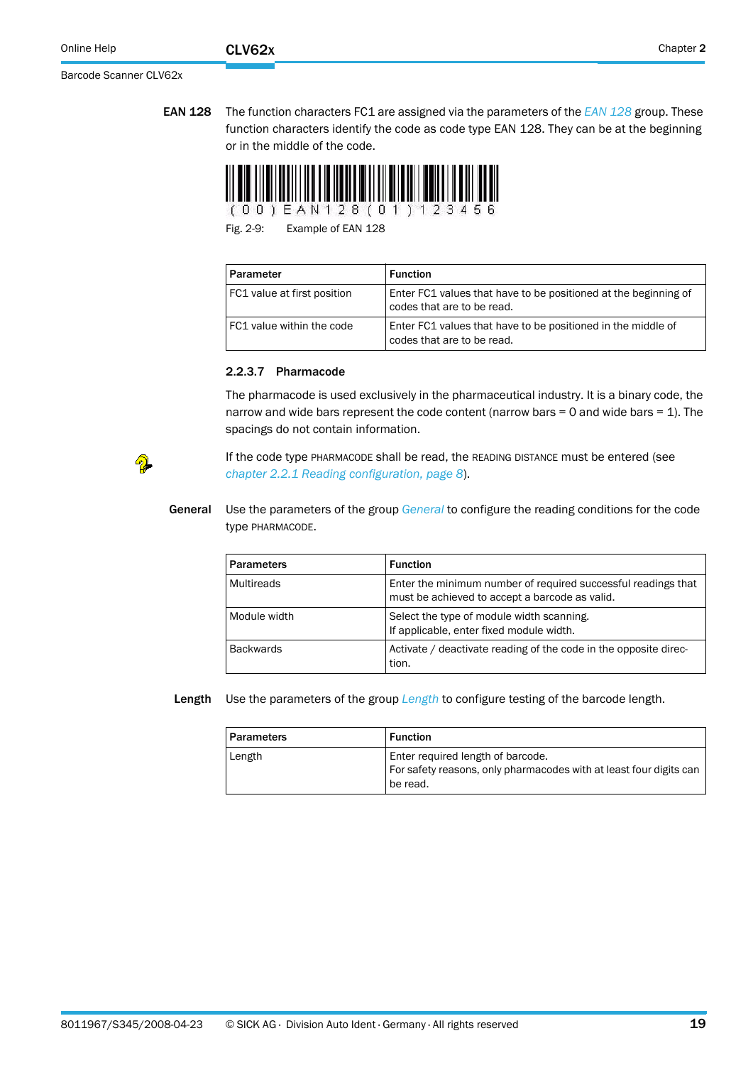**EAN 128** The function characters FC1 are assigned via the parameters of the *EAN 128* group. These function characters identify the code as code type EAN 128. They can be at the beginning or in the middle of the code.

(00)EAN128(01)123456

Fig. 2-9: Example of EAN 128

| Parameter | Function |
| --- | --- |
| FC1 value at first position | Enter FC1 values that have to be positioned at the beginning of codes that are to be read. |
| FC1 value within the code | Enter FC1 values that have to be positioned in the middle of codes that are to be read. |

### 2.2.3.7 Pharmacode

The pharmacode is used exclusively in the pharmaceutical industry. It is a binary code, the narrow and wide bars represent the code content (narrow bars = 0 and wide bars = 1). The spacings do not contain information.

If the code type PHARMACODE shall be read, the READING DISTANCE must be entered (see *chapter 2.2.1 Reading configuration, page 8*).

**General** Use the parameters of the group *General* to configure the reading conditions for the code type PHARMACODE.

| Parameters | Function |
| --- | --- |
| Multireads | Enter the minimum number of required successful readings that must be achieved to accept a barcode as valid. |
| Module width | Select the type of module width scanning.<br>If applicable, enter fixed module width. |
| Backwards | Activate / deactivate reading of the code in the opposite direction. |

**Length** Use the parameters of the group *Length* to configure testing of the barcode length.

| Parameters | Function |
| --- | --- |
| Length | Enter required length of barcode.<br>For safety reasons, only pharmacodes with at least four digits can be read. |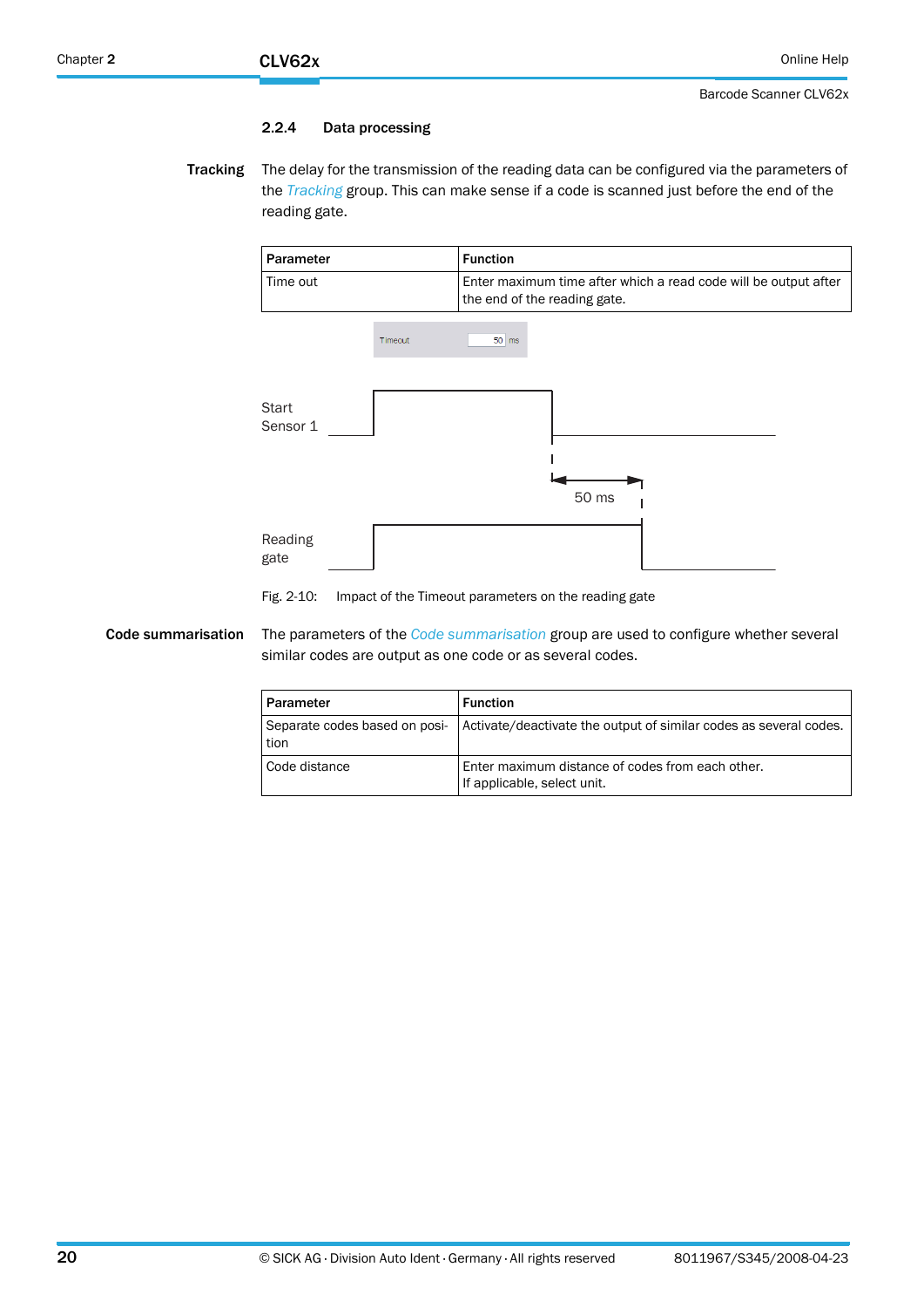### 2.2.4 Data processing

**Tracking**

The delay for the transmission of the reading data can be configured via the parameters of the *Tracking* group. This can make sense if a code is scanned just before the end of the reading gate.

| Parameter | Function |
|---|---|
| Time out | Enter maximum time after which a read code will be output after the end of the reading gate. |

Fig. 2-10: Impact of the Timeout parameters on the reading gate

**Code summarisation**

The parameters of the *Code summarisation* group are used to configure whether several similar codes are output as one code or as several codes.

| Parameter | Function |
|---|---|
| Separate codes based on position | Activate/deactivate the output of similar codes as several codes. |
| Code distance | Enter maximum distance of codes from each other. If applicable, select unit. |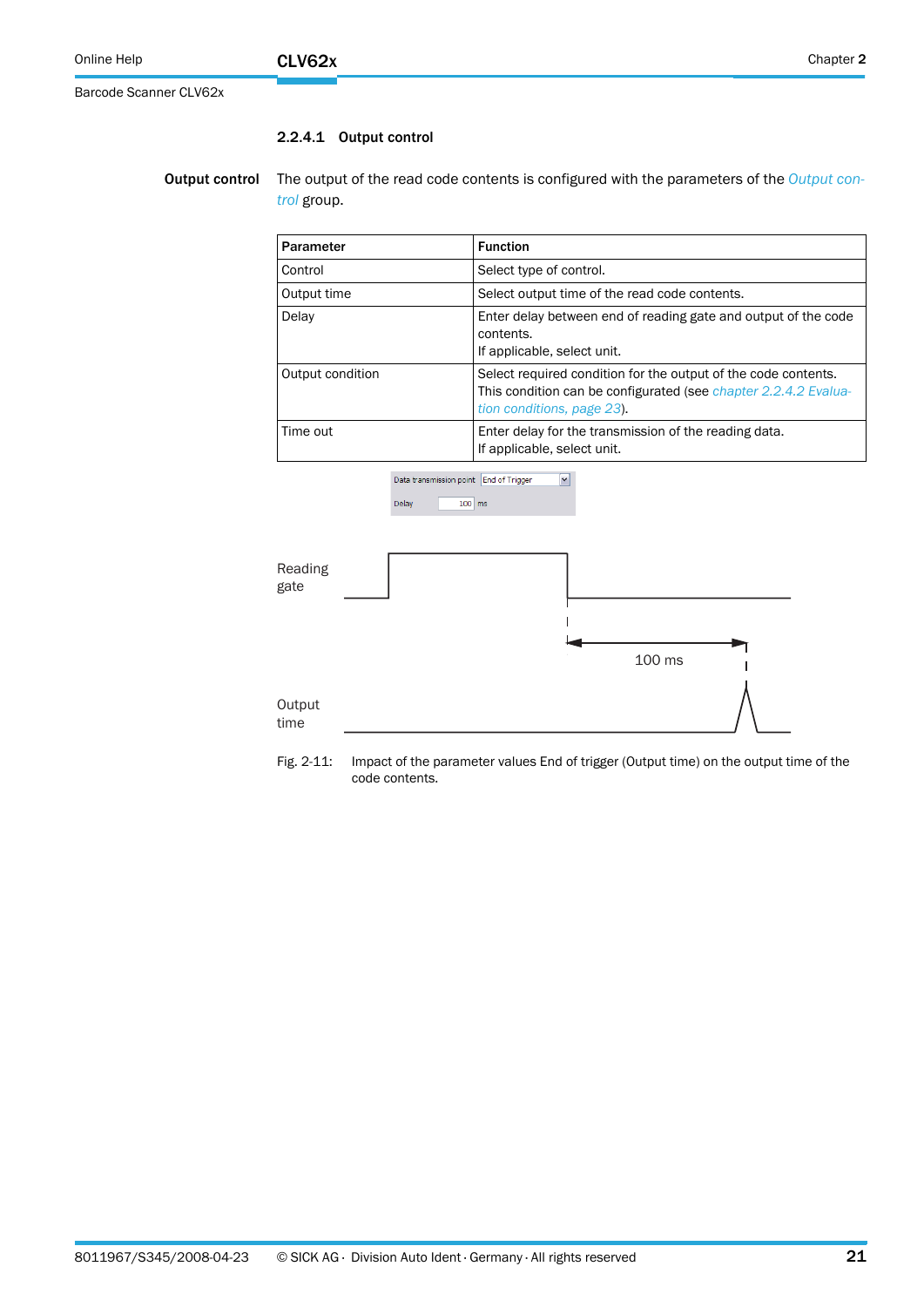### 2.2.4.1 Output control

**Output control** The output of the read code contents is configured with the parameters of the *Output control* group.

| Parameter | Function |
|---|---|
| Control | Select type of control. |
| Output time | Select output time of the read code contents. |
| Delay | Enter delay between end of reading gate and output of the code contents.<br>If applicable, select unit. |
| Output condition | Select required condition for the output of the code contents. This condition can be configurated (see *chapter 2.2.4.2 Evaluation conditions, page 23*). |
| Time out | Enter delay for the transmission of the reading data.<br>If applicable, select unit. |

Data transmission point: End of Trigger
Delay: 100 ms

Reading gate

100 ms

Output time

Fig. 2-11: Impact of the parameter values End of trigger (Output time) on the output time of the code contents.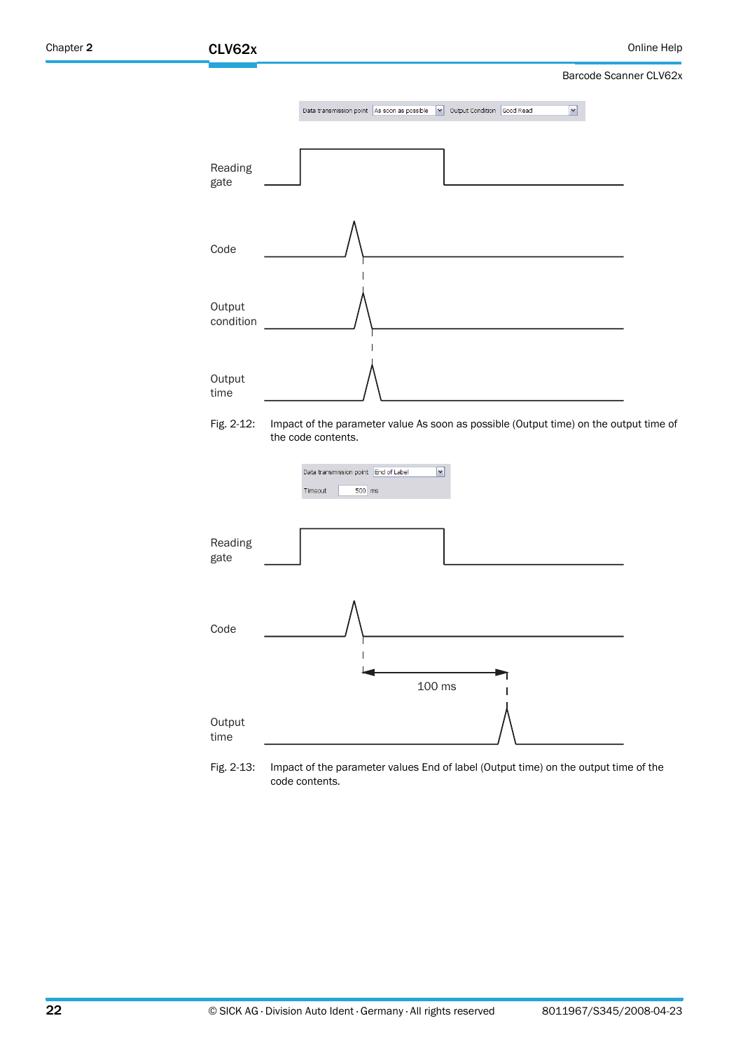Data transmission point: As soon as possible | Output Condition: Good Read

Reading gate

Code

Output condition

Output time

Fig. 2-12: Impact of the parameter value As soon as possible (Output time) on the output time of the code contents.

Data transmission point: End of Label

Timeout: 500 ms

Reading gate

Code

100 ms

Output time

Fig. 2-13: Impact of the parameter values End of label (Output time) on the output time of the code contents.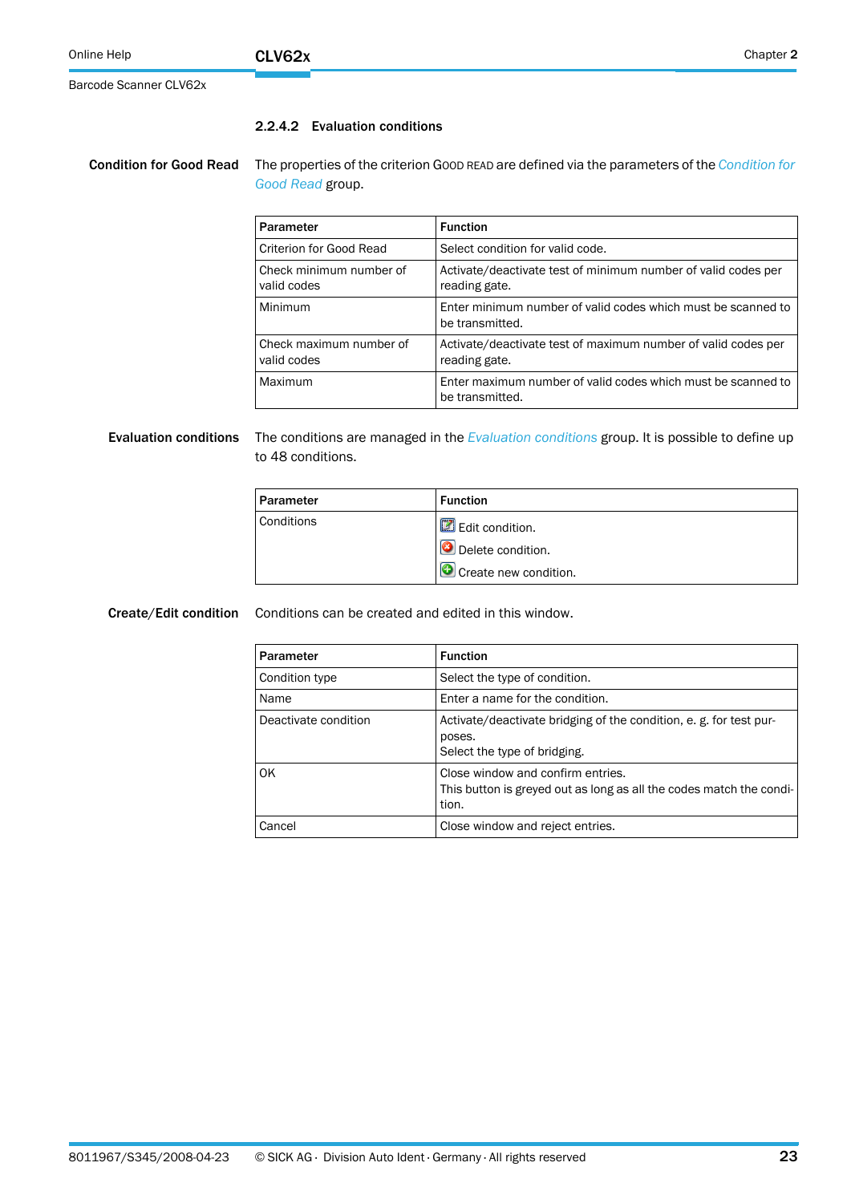### 2.2.4.2 Evaluation conditions

**Condition for Good Read**

The properties of the criterion GOOD READ are defined via the parameters of the *Condition for Good Read* group.

| Parameter | Function |
|---|---|
| Criterion for Good Read | Select condition for valid code. |
| Check minimum number of valid codes | Activate/deactivate test of minimum number of valid codes per reading gate. |
| Minimum | Enter minimum number of valid codes which must be scanned to be transmitted. |
| Check maximum number of valid codes | Activate/deactivate test of maximum number of valid codes per reading gate. |
| Maximum | Enter maximum number of valid codes which must be scanned to be transmitted. |

**Evaluation conditions**

The conditions are managed in the *Evaluation conditions* group. It is possible to define up to 48 conditions.

| Parameter | Function |
|---|---|
| Conditions | Edit condition.<br>Delete condition.<br>Create new condition. |

**Create/Edit condition**

Conditions can be created and edited in this window.

| Parameter | Function |
|---|---|
| Condition type | Select the type of condition. |
| Name | Enter a name for the condition. |
| Deactivate condition | Activate/deactivate bridging of the condition, e. g. for test purposes.<br>Select the type of bridging. |
| OK | Close window and confirm entries.<br>This button is greyed out as long as all the codes match the condition. |
| Cancel | Close window and reject entries. |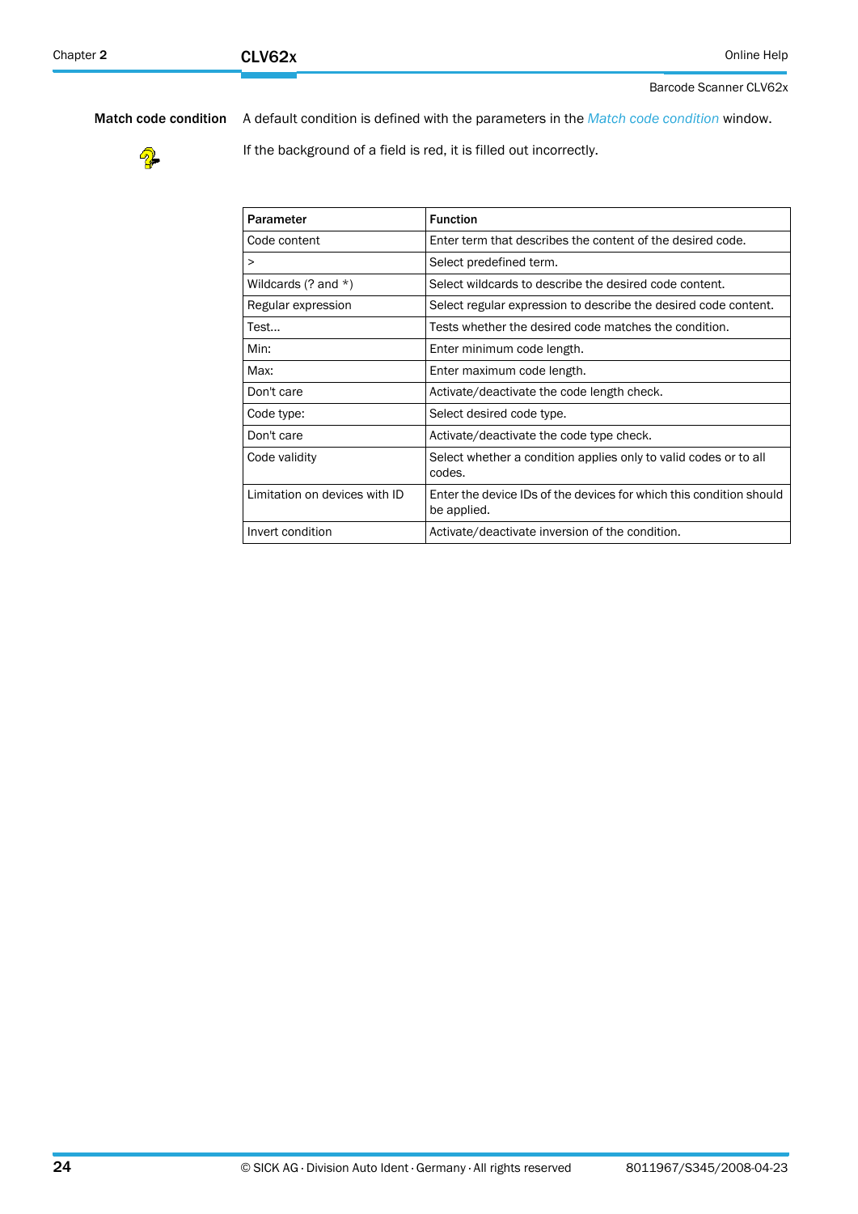**Match code condition**

A default condition is defined with the parameters in the *Match code condition* window.

If the background of a field is red, it is filled out incorrectly.

| Parameter | Function |
|---|---|
| Code content | Enter term that describes the content of the desired code. |
| > | Select predefined term. |
| Wildcards (? and *) | Select wildcards to describe the desired code content. |
| Regular expression | Select regular expression to describe the desired code content. |
| Test... | Tests whether the desired code matches the condition. |
| Min: | Enter minimum code length. |
| Max: | Enter maximum code length. |
| Don't care | Activate/deactivate the code length check. |
| Code type: | Select desired code type. |
| Don't care | Activate/deactivate the code type check. |
| Code validity | Select whether a condition applies only to valid codes or to all codes. |
| Limitation on devices with ID | Enter the device IDs of the devices for which this condition should be applied. |
| Invert condition | Activate/deactivate inversion of the condition. |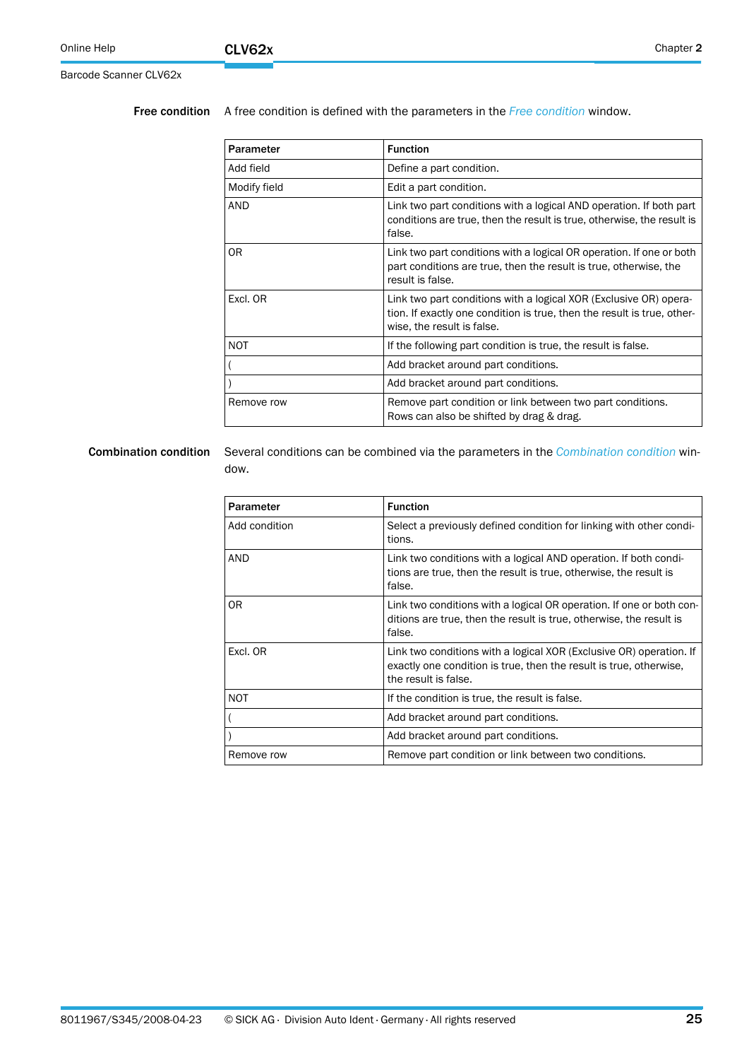**Free condition** A free condition is defined with the parameters in the *Free condition* window.

| Parameter | Function |
|---|---|
| Add field | Define a part condition. |
| Modify field | Edit a part condition. |
| AND | Link two part conditions with a logical AND operation. If both part conditions are true, then the result is true, otherwise, the result is false. |
| OR | Link two part conditions with a logical OR operation. If one or both part conditions are true, then the result is true, otherwise, the result is false. |
| Excl. OR | Link two part conditions with a logical XOR (Exclusive OR) operation. If exactly one condition is true, then the result is true, otherwise, the result is false. |
| NOT | If the following part condition is true, the result is false. |
| ( | Add bracket around part conditions. |
| ) | Add bracket around part conditions. |
| Remove row | Remove part condition or link between two part conditions. Rows can also be shifted by drag & drag. |

**Combination condition** Several conditions can be combined via the parameters in the *Combination condition* window.

| Parameter | Function |
|---|---|
| Add condition | Select a previously defined condition for linking with other conditions. |
| AND | Link two conditions with a logical AND operation. If both conditions are true, then the result is true, otherwise, the result is false. |
| OR | Link two conditions with a logical OR operation. If one or both conditions are true, then the result is true, otherwise, the result is false. |
| Excl. OR | Link two conditions with a logical XOR (Exclusive OR) operation. If exactly one condition is true, then the result is true, otherwise, the result is false. |
| NOT | If the condition is true, the result is false. |
| ( | Add bracket around part conditions. |
| ) | Add bracket around part conditions. |
| Remove row | Remove part condition or link between two conditions. |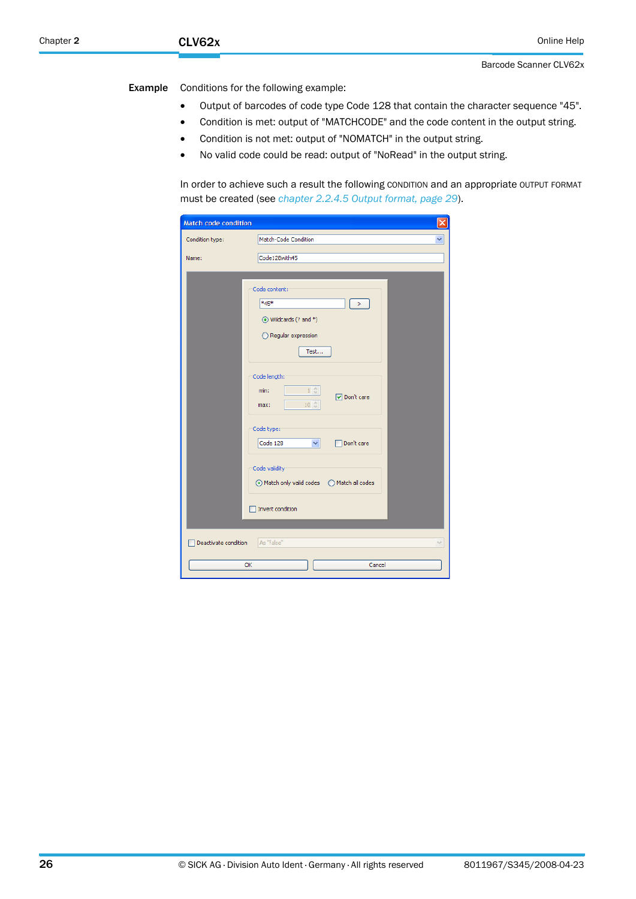**Example** Conditions for the following example:

- Output of barcodes of code type Code 128 that contain the character sequence "45".
- Condition is met: output of "MATCHCODE" and the code content in the output string.
- Condition is not met: output of "NOMATCH" in the output string.
- No valid code could be read: output of "NoRead" in the output string.

In order to achieve such a result the following CONDITION and an appropriate OUTPUT FORMAT must be created (see *chapter 2.2.4.5 Output format, page 29*).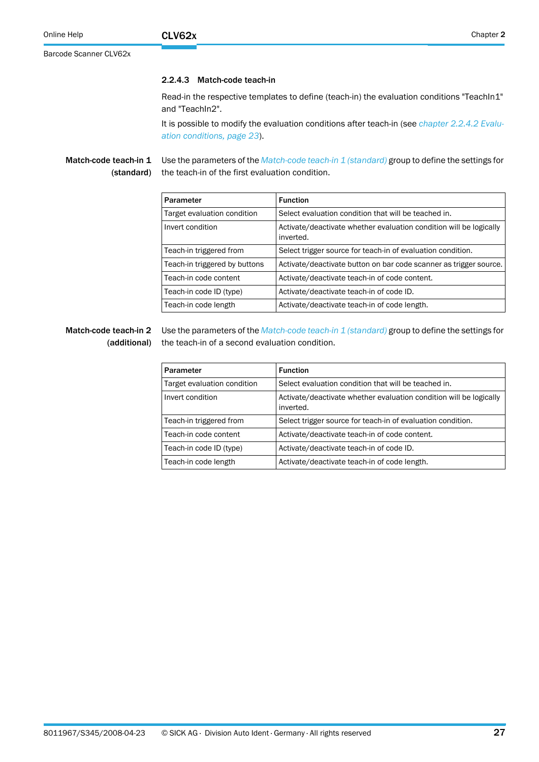### 2.2.4.3 Match-code teach-in

Read-in the respective templates to define (teach-in) the evaluation conditions "TeachIn1" and "TeachIn2".

It is possible to modify the evaluation conditions after teach-in (see *chapter 2.2.4.2 Evaluation conditions, page 23*).

**Match-code teach-in 1 (standard)**

Use the parameters of the *Match-code teach-in 1 (standard)* group to define the settings for the teach-in of the first evaluation condition.

| Parameter | Function |
|---|---|
| Target evaluation condition | Select evaluation condition that will be teached in. |
| Invert condition | Activate/deactivate whether evaluation condition will be logically inverted. |
| Teach-in triggered from | Select trigger source for teach-in of evaluation condition. |
| Teach-in triggered by buttons | Activate/deactivate button on bar code scanner as trigger source. |
| Teach-in code content | Activate/deactivate teach-in of code content. |
| Teach-in code ID (type) | Activate/deactivate teach-in of code ID. |
| Teach-in code length | Activate/deactivate teach-in of code length. |

**Match-code teach-in 2 (additional)**

Use the parameters of the *Match-code teach-in 1 (standard)* group to define the settings for the teach-in of a second evaluation condition.

| Parameter | Function |
|---|---|
| Target evaluation condition | Select evaluation condition that will be teached in. |
| Invert condition | Activate/deactivate whether evaluation condition will be logically inverted. |
| Teach-in triggered from | Select trigger source for teach-in of evaluation condition. |
| Teach-in code content | Activate/deactivate teach-in of code content. |
| Teach-in code ID (type) | Activate/deactivate teach-in of code ID. |
| Teach-in code length | Activate/deactivate teach-in of code length. |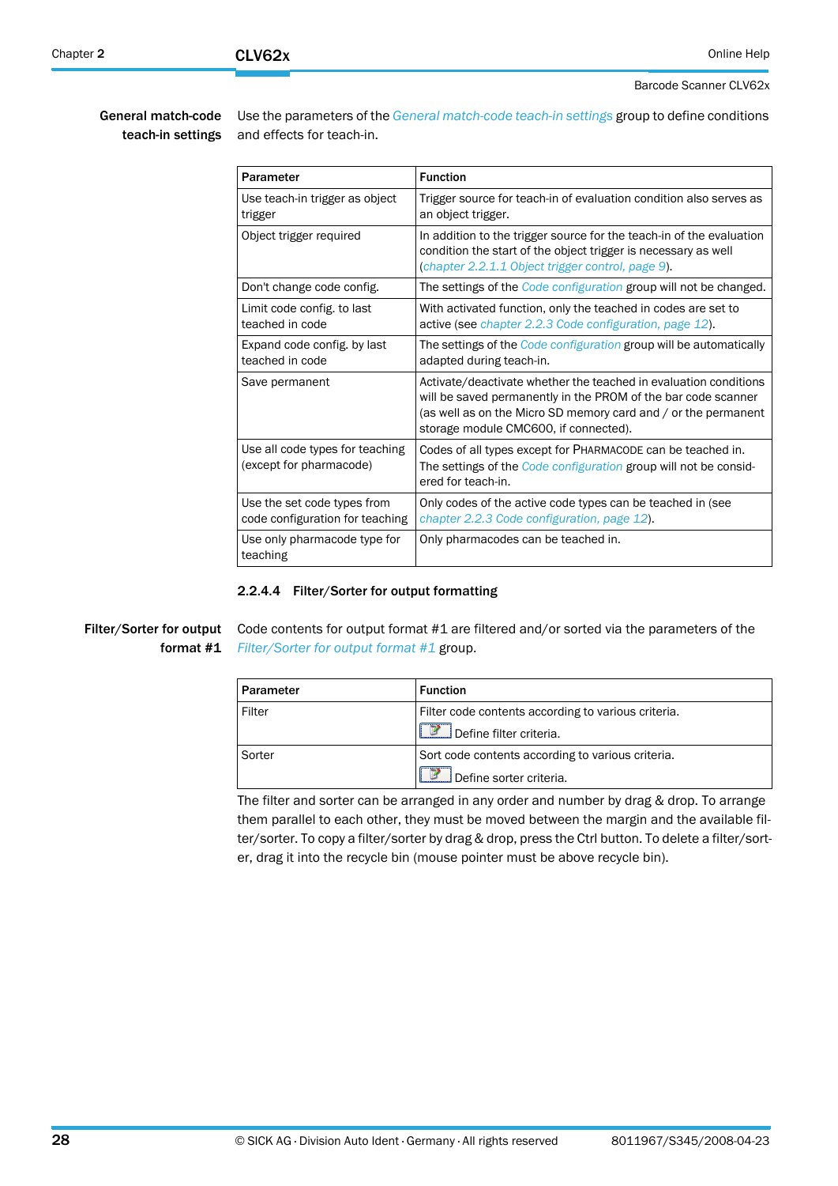**General match-code teach-in settings**

Use the parameters of the *General match-code teach-in settings* group to define conditions and effects for teach-in.

| Parameter | Function |
|---|---|
| Use teach-in trigger as object trigger | Trigger source for teach-in of evaluation condition also serves as an object trigger. |
| Object trigger required | In addition to the trigger source for the teach-in of the evaluation condition the start of the object trigger is necessary as well (*chapter 2.2.1.1 Object trigger control, page 9*). |
| Don't change code config. | The settings of the *Code configuration* group will not be changed. |
| Limit code config. to last teached in code | With activated function, only the teached in codes are set to active (see *chapter 2.2.3 Code configuration, page 12*). |
| Expand code config. by last teached in code | The settings of the *Code configuration* group will be automatically adapted during teach-in. |
| Save permanent | Activate/deactivate whether the teached in evaluation conditions will be saved permanently in the PROM of the bar code scanner (as well as on the Micro SD memory card and / or the permanent storage module CMC600, if connected). |
| Use all code types for teaching (except for pharmacode) | Codes of all types except for PHARMACODE can be teached in. The settings of the *Code configuration* group will not be considered for teach-in. |
| Use the set code types from code configuration for teaching | Only codes of the active code types can be teached in (see *chapter 2.2.3 Code configuration, page 12*). |
| Use only pharmacode type for teaching | Only pharmacodes can be teached in. |

### 2.2.4.4 Filter/Sorter for output formatting

**Filter/Sorter for output format #1**

Code contents for output format #1 are filtered and/or sorted via the parameters of the *Filter/Sorter for output format #1* group.

| Parameter | Function |
|---|---|
| Filter | Filter code contents according to various criteria. Define filter criteria. |
| Sorter | Sort code contents according to various criteria. Define sorter criteria. |

The filter and sorter can be arranged in any order and number by drag & drop. To arrange them parallel to each other, they must be moved between the margin and the available filter/sorter. To copy a filter/sorter by drag & drop, press the Ctrl button. To delete a filter/sorter, drag it into the recycle bin (mouse pointer must be above recycle bin).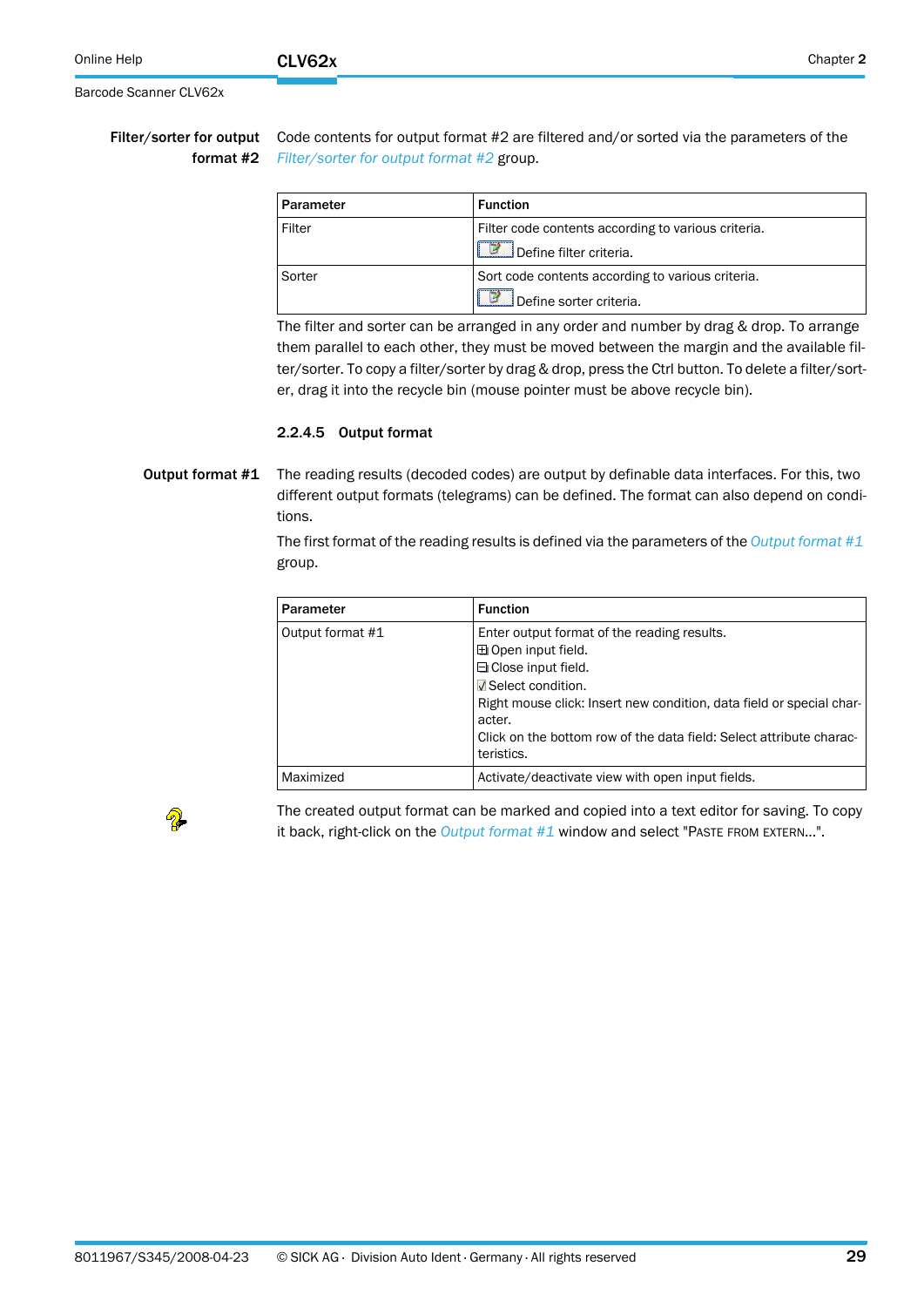**Filter/sorter for output format #2**

Code contents for output format #2 are filtered and/or sorted via the parameters of the *Filter/sorter for output format #2* group.

| Parameter | Function |
|---|---|
| Filter | Filter code contents according to various criteria.<br>Define filter criteria. |
| Sorter | Sort code contents according to various criteria.<br>Define sorter criteria. |

The filter and sorter can be arranged in any order and number by drag & drop. To arrange them parallel to each other, they must be moved between the margin and the available filter/sorter. To copy a filter/sorter by drag & drop, press the Ctrl button. To delete a filter/sorter, drag it into the recycle bin (mouse pointer must be above recycle bin).

### 2.2.4.5 Output format

**Output format #1**

The reading results (decoded codes) are output by definable data interfaces. For this, two different output formats (telegrams) can be defined. The format can also depend on conditions.

The first format of the reading results is defined via the parameters of the *Output format #1* group.

| Parameter | Function |
|---|---|
| Output format #1 | Enter output format of the reading results.<br>⊞ Open input field.<br>⊟ Close input field.<br>☑ Select condition.<br>Right mouse click: Insert new condition, data field or special character.<br>Click on the bottom row of the data field: Select attribute characteristics. |
| Maximized | Activate/deactivate view with open input fields. |

The created output format can be marked and copied into a text editor for saving. To copy it back, right-click on the *Output format #1* window and select "PASTE FROM EXTERN...".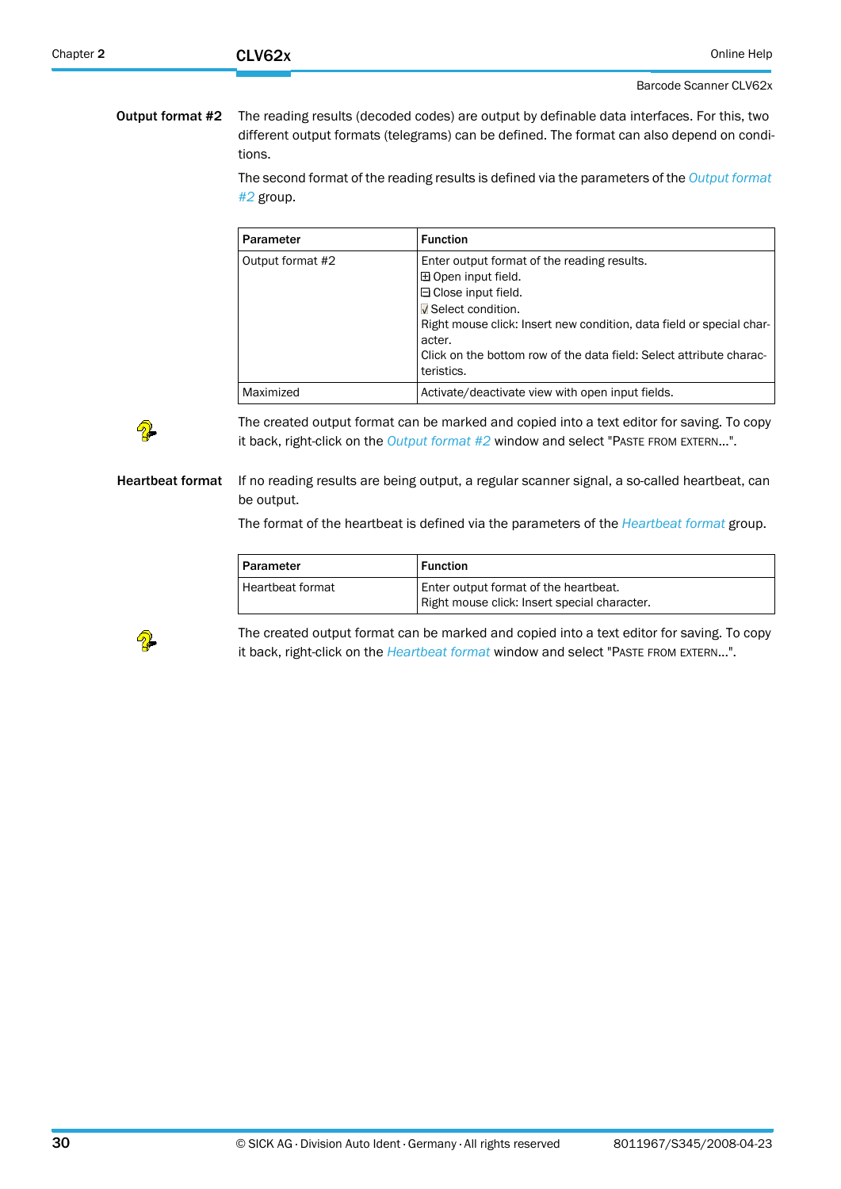**Output format #2** The reading results (decoded codes) are output by definable data interfaces. For this, two different output formats (telegrams) can be defined. The format can also depend on conditions.

The second format of the reading results is defined via the parameters of the *Output format #2* group.

| Parameter | Function |
|---|---|
| Output format #2 | Enter output format of the reading results.<br>⊞ Open input field.<br>⊟ Close input field.<br>☑ Select condition.<br>Right mouse click: Insert new condition, data field or special character.<br>Click on the bottom row of the data field: Select attribute characteristics. |
| Maximized | Activate/deactivate view with open input fields. |

The created output format can be marked and copied into a text editor for saving. To copy it back, right-click on the *Output format #2* window and select "PASTE FROM EXTERN...".

**Heartbeat format** If no reading results are being output, a regular scanner signal, a so-called heartbeat, can be output.

The format of the heartbeat is defined via the parameters of the *Heartbeat format* group.

| Parameter | Function |
|---|---|
| Heartbeat format | Enter output format of the heartbeat.<br>Right mouse click: Insert special character. |

The created output format can be marked and copied into a text editor for saving. To copy it back, right-click on the *Heartbeat format* window and select "PASTE FROM EXTERN...".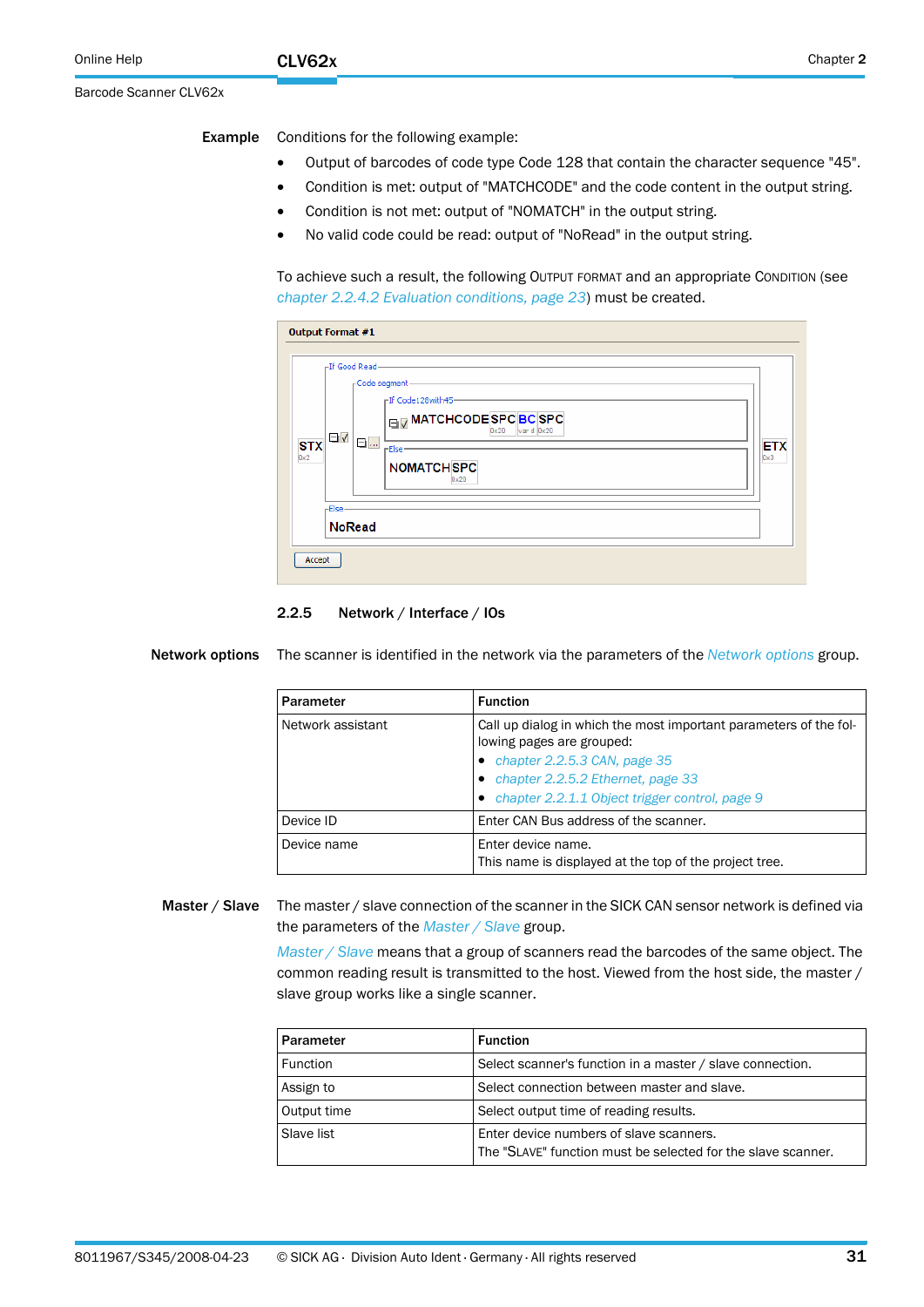**Example** Conditions for the following example:

- Output of barcodes of code type Code 128 that contain the character sequence "45".
- Condition is met: output of "MATCHCODE" and the code content in the output string.
- Condition is not met: output of "NOMATCH" in the output string.
- No valid code could be read: output of "NoRead" in the output string.

To achieve such a result, the following OUTPUT FORMAT and an appropriate CONDITION (see *chapter 2.2.4.2 Evaluation conditions, page 23*) must be created.

### 2.2.5 Network / Interface / IOs

**Network options** The scanner is identified in the network via the parameters of the *Network options* group.

| Parameter | Function |
|---|---|
| Network assistant | Call up dialog in which the most important parameters of the following pages are grouped:<br>• *chapter 2.2.5.3 CAN, page 35*<br>• *chapter 2.2.5.2 Ethernet, page 33*<br>• *chapter 2.2.1.1 Object trigger control, page 9* |
| Device ID | Enter CAN Bus address of the scanner. |
| Device name | Enter device name.<br>This name is displayed at the top of the project tree. |

**Master / Slave** The master / slave connection of the scanner in the SICK CAN sensor network is defined via the parameters of the *Master / Slave* group.

*Master / Slave* means that a group of scanners read the barcodes of the same object. The common reading result is transmitted to the host. Viewed from the host side, the master / slave group works like a single scanner.

| Parameter | Function |
|---|---|
| Function | Select scanner's function in a master / slave connection. |
| Assign to | Select connection between master and slave. |
| Output time | Select output time of reading results. |
| Slave list | Enter device numbers of slave scanners.<br>The "SLAVE" function must be selected for the slave scanner. |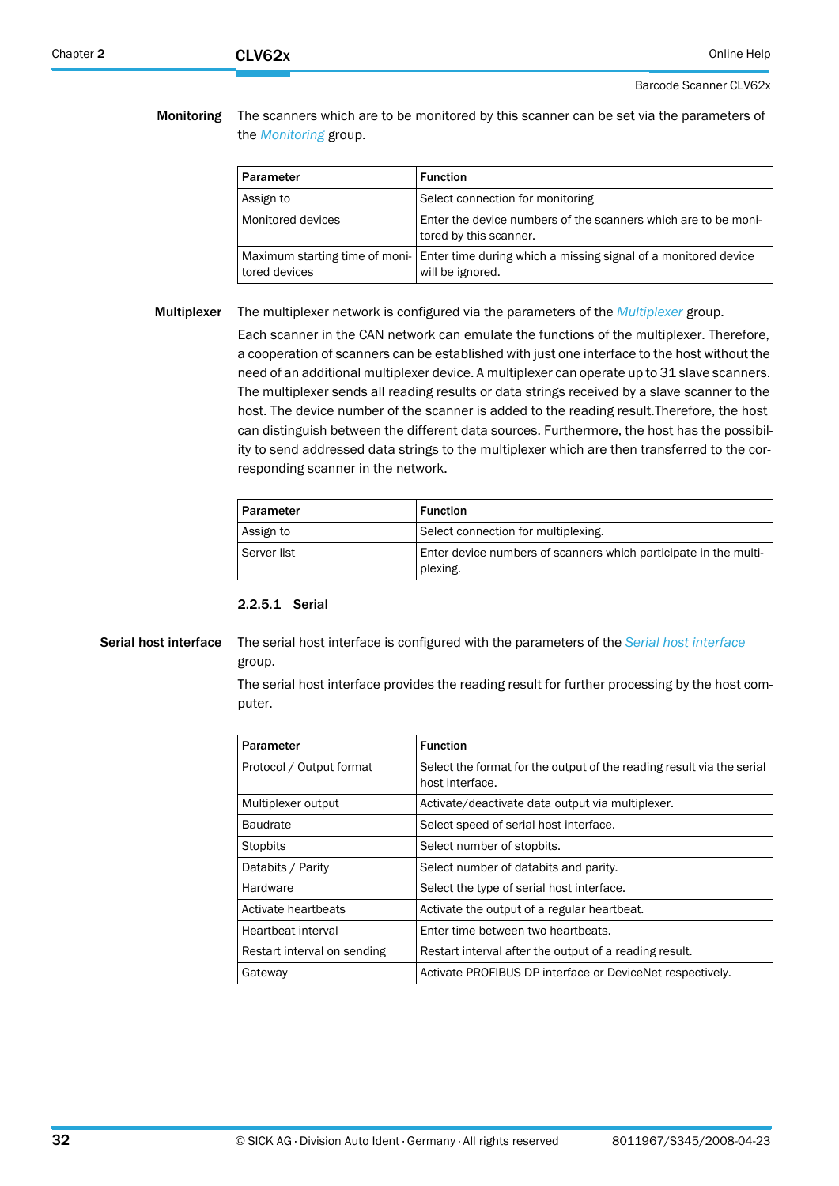**Monitoring**

The scanners which are to be monitored by this scanner can be set via the parameters of the *Monitoring* group.

| Parameter | Function |
|---|---|
| Assign to | Select connection for monitoring |
| Monitored devices | Enter the device numbers of the scanners which are to be monitored by this scanner. |
| Maximum starting time of monitored devices | Enter time during which a missing signal of a monitored device will be ignored. |

**Multiplexer**

The multiplexer network is configured via the parameters of the *Multiplexer* group.

Each scanner in the CAN network can emulate the functions of the multiplexer. Therefore, a cooperation of scanners can be established with just one interface to the host without the need of an additional multiplexer device. A multiplexer can operate up to 31 slave scanners. The multiplexer sends all reading results or data strings received by a slave scanner to the host. The device number of the scanner is added to the reading result.Therefore, the host can distinguish between the different data sources. Furthermore, the host has the possibility to send addressed data strings to the multiplexer which are then transferred to the corresponding scanner in the network.

| Parameter | Function |
|---|---|
| Assign to | Select connection for multiplexing. |
| Server list | Enter device numbers of scanners which participate in the multiplexing. |

### 2.2.5.1 Serial

**Serial host interface**

The serial host interface is configured with the parameters of the *Serial host interface* group.

The serial host interface provides the reading result for further processing by the host computer.

| Parameter | Function |
|---|---|
| Protocol / Output format | Select the format for the output of the reading result via the serial host interface. |
| Multiplexer output | Activate/deactivate data output via multiplexer. |
| Baudrate | Select speed of serial host interface. |
| Stopbits | Select number of stopbits. |
| Databits / Parity | Select number of databits and parity. |
| Hardware | Select the type of serial host interface. |
| Activate heartbeats | Activate the output of a regular heartbeat. |
| Heartbeat interval | Enter time between two heartbeats. |
| Restart interval on sending | Restart interval after the output of a reading result. |
| Gateway | Activate PROFIBUS DP interface or DeviceNet respectively. |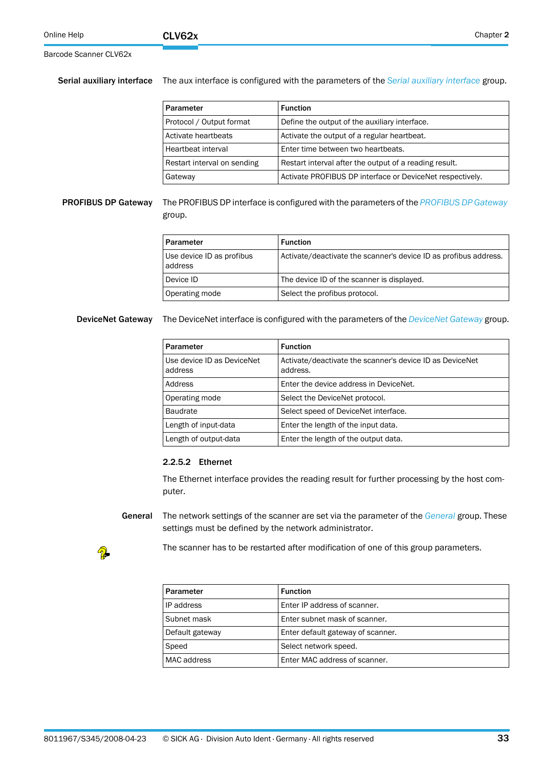**Serial auxiliary interface** The aux interface is configured with the parameters of the *Serial auxiliary interface* group.

| Parameter | Function |
|---|---|
| Protocol / Output format | Define the output of the auxiliary interface. |
| Activate heartbeats | Activate the output of a regular heartbeat. |
| Heartbeat interval | Enter time between two heartbeats. |
| Restart interval on sending | Restart interval after the output of a reading result. |
| Gateway | Activate PROFIBUS DP interface or DeviceNet respectively. |

**PROFIBUS DP Gateway** The PROFIBUS DP interface is configured with the parameters of the *PROFIBUS DP Gateway* group.

| Parameter | Function |
|---|---|
| Use device ID as profibus address | Activate/deactivate the scanner's device ID as profibus address. |
| Device ID | The device ID of the scanner is displayed. |
| Operating mode | Select the profibus protocol. |

**DeviceNet Gateway** The DeviceNet interface is configured with the parameters of the *DeviceNet Gateway* group.

| Parameter | Function |
|---|---|
| Use device ID as DeviceNet address | Activate/deactivate the scanner's device ID as DeviceNet address. |
| Address | Enter the device address in DeviceNet. |
| Operating mode | Select the DeviceNet protocol. |
| Baudrate | Select speed of DeviceNet interface. |
| Length of input-data | Enter the length of the input data. |
| Length of output-data | Enter the length of the output data. |

### 2.2.5.2 Ethernet

The Ethernet interface provides the reading result for further processing by the host computer.

**General** The network settings of the scanner are set via the parameter of the *General* group. These settings must be defined by the network administrator.

The scanner has to be restarted after modification of one of this group parameters.

| Parameter | Function |
|---|---|
| IP address | Enter IP address of scanner. |
| Subnet mask | Enter subnet mask of scanner. |
| Default gateway | Enter default gateway of scanner. |
| Speed | Select network speed. |
| MAC address | Enter MAC address of scanner. |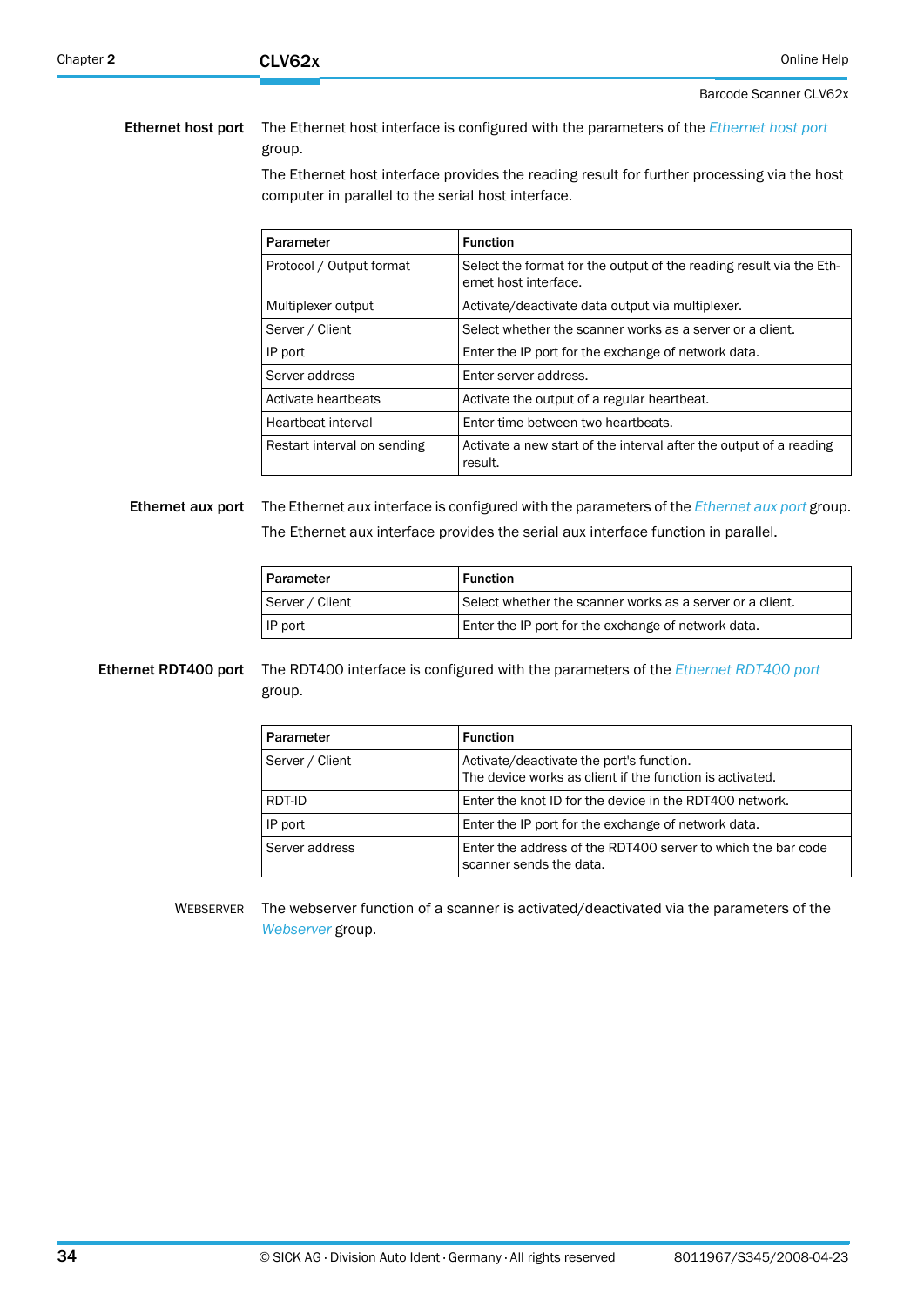**Ethernet host port**

The Ethernet host interface is configured with the parameters of the *Ethernet host port* group.

The Ethernet host interface provides the reading result for further processing via the host computer in parallel to the serial host interface.

| Parameter | Function |
|---|---|
| Protocol / Output format | Select the format for the output of the reading result via the Ethernet host interface. |
| Multiplexer output | Activate/deactivate data output via multiplexer. |
| Server / Client | Select whether the scanner works as a server or a client. |
| IP port | Enter the IP port for the exchange of network data. |
| Server address | Enter server address. |
| Activate heartbeats | Activate the output of a regular heartbeat. |
| Heartbeat interval | Enter time between two heartbeats. |
| Restart interval on sending | Activate a new start of the interval after the output of a reading result. |

**Ethernet aux port**

The Ethernet aux interface is configured with the parameters of the *Ethernet aux port* group.

The Ethernet aux interface provides the serial aux interface function in parallel.

| Parameter | Function |
|---|---|
| Server / Client | Select whether the scanner works as a server or a client. |
| IP port | Enter the IP port for the exchange of network data. |

**Ethernet RDT400 port**

The RDT400 interface is configured with the parameters of the *Ethernet RDT400 port* group.

| Parameter | Function |
|---|---|
| Server / Client | Activate/deactivate the port's function.<br>The device works as client if the function is activated. |
| RDT-ID | Enter the knot ID for the device in the RDT400 network. |
| IP port | Enter the IP port for the exchange of network data. |
| Server address | Enter the address of the RDT400 server to which the bar code scanner sends the data. |

WEBSERVER

The webserver function of a scanner is activated/deactivated via the parameters of the *Webserver* group.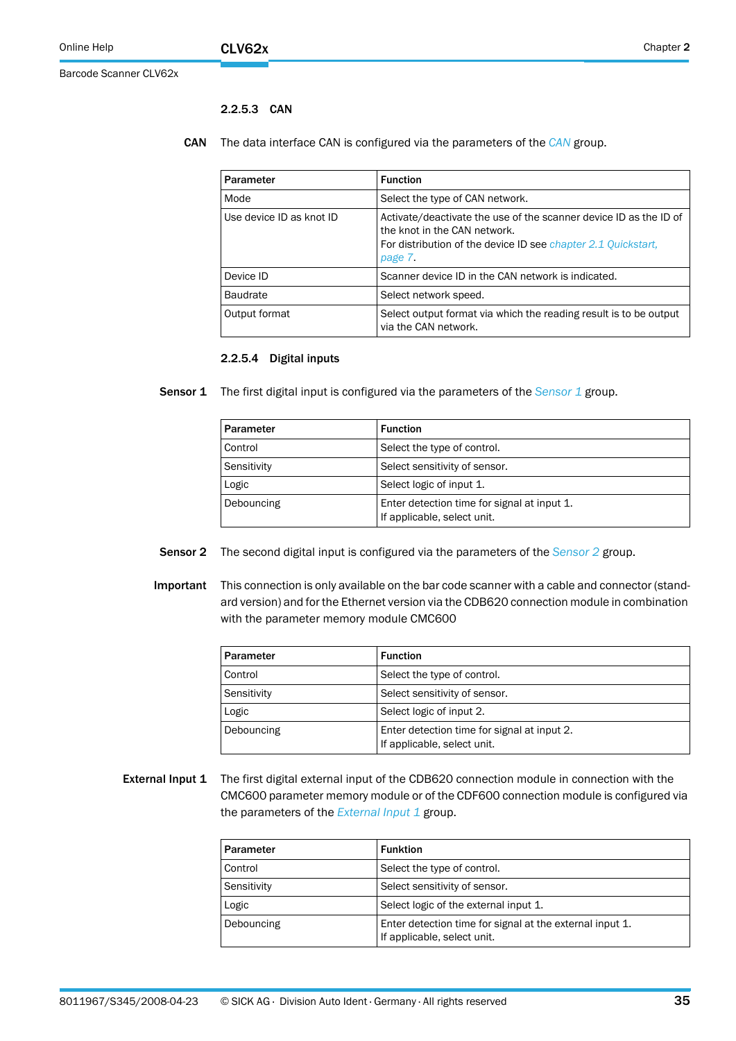#### 2.2.5.3 CAN

**CAN** The data interface CAN is configured via the parameters of the *CAN* group.

| Parameter | Function |
|---|---|
| Mode | Select the type of CAN network. |
| Use device ID as knot ID | Activate/deactivate the use of the scanner device ID as the ID of the knot in the CAN network.<br>For distribution of the device ID see *chapter 2.1 Quickstart, page 7*. |
| Device ID | Scanner device ID in the CAN network is indicated. |
| Baudrate | Select network speed. |
| Output format | Select output format via which the reading result is to be output via the CAN network. |

#### 2.2.5.4 Digital inputs

**Sensor 1** The first digital input is configured via the parameters of the *Sensor 1* group.

| Parameter | Function |
|---|---|
| Control | Select the type of control. |
| Sensitivity | Select sensitivity of sensor. |
| Logic | Select logic of input 1. |
| Debouncing | Enter detection time for signal at input 1.<br>If applicable, select unit. |

**Sensor 2** The second digital input is configured via the parameters of the *Sensor 2* group.

**Important** This connection is only available on the bar code scanner with a cable and connector (standard version) and for the Ethernet version via the CDB620 connection module in combination with the parameter memory module CMC600

| Parameter | Function |
|---|---|
| Control | Select the type of control. |
| Sensitivity | Select sensitivity of sensor. |
| Logic | Select logic of input 2. |
| Debouncing | Enter detection time for signal at input 2.<br>If applicable, select unit. |

**External Input 1** The first digital external input of the CDB620 connection module in connection with the CMC600 parameter memory module or of the CDF600 connection module is configured via the parameters of the *External Input 1* group.

| Parameter | Funktion |
|---|---|
| Control | Select the type of control. |
| Sensitivity | Select sensitivity of sensor. |
| Logic | Select logic of the external input 1. |
| Debouncing | Enter detection time for signal at the external input 1.<br>If applicable, select unit. |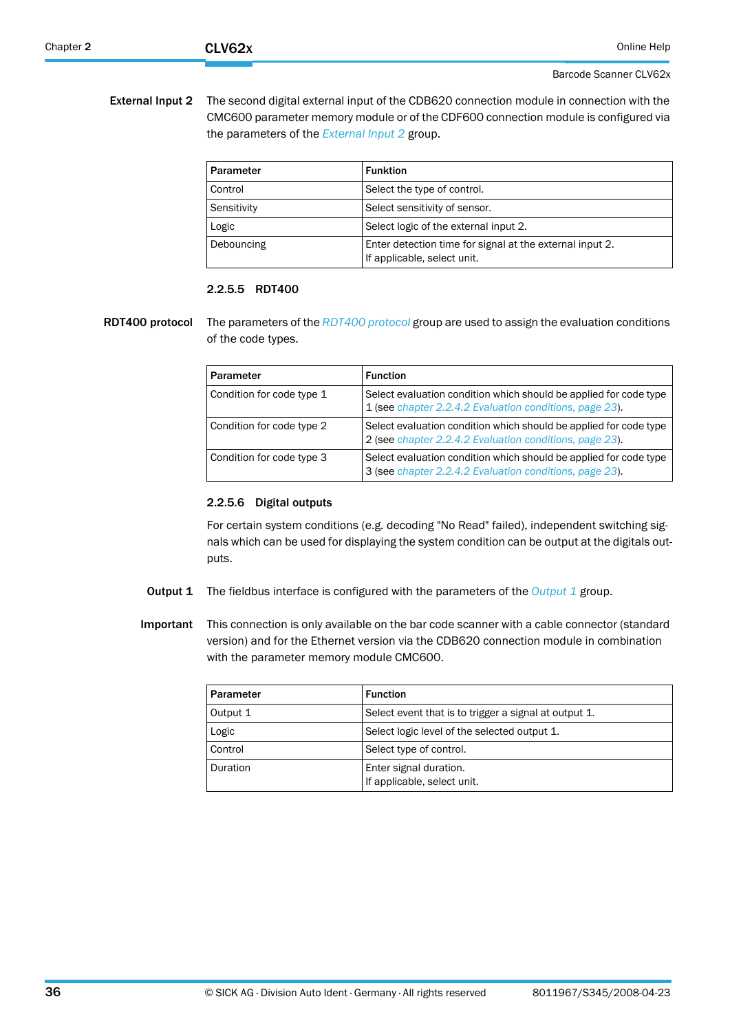**External Input 2** The second digital external input of the CDB620 connection module in connection with the CMC600 parameter memory module or of the CDF600 connection module is configured via the parameters of the *External Input 2* group.

| Parameter | Funktion |
|---|---|
| Control | Select the type of control. |
| Sensitivity | Select sensitivity of sensor. |
| Logic | Select logic of the external input 2. |
| Debouncing | Enter detection time for signal at the external input 2.<br>If applicable, select unit. |

### 2.2.5.5 RDT400

**RDT400 protocol** The parameters of the *RDT400 protocol* group are used to assign the evaluation conditions of the code types.

| Parameter | Function |
|---|---|
| Condition for code type 1 | Select evaluation condition which should be applied for code type 1 (see *chapter 2.2.4.2 Evaluation conditions, page 23*). |
| Condition for code type 2 | Select evaluation condition which should be applied for code type 2 (see *chapter 2.2.4.2 Evaluation conditions, page 23*). |
| Condition for code type 3 | Select evaluation condition which should be applied for code type 3 (see *chapter 2.2.4.2 Evaluation conditions, page 23*). |

### 2.2.5.6 Digital outputs

For certain system conditions (e.g. decoding "No Read" failed), independent switching signals which can be used for displaying the system condition can be output at the digitals outputs.

**Output 1** The fieldbus interface is configured with the parameters of the *Output 1* group.

**Important** This connection is only available on the bar code scanner with a cable connector (standard version) and for the Ethernet version via the CDB620 connection module in combination with the parameter memory module CMC600.

| Parameter | Function |
|---|---|
| Output 1 | Select event that is to trigger a signal at output 1. |
| Logic | Select logic level of the selected output 1. |
| Control | Select type of control. |
| Duration | Enter signal duration.<br>If applicable, select unit. |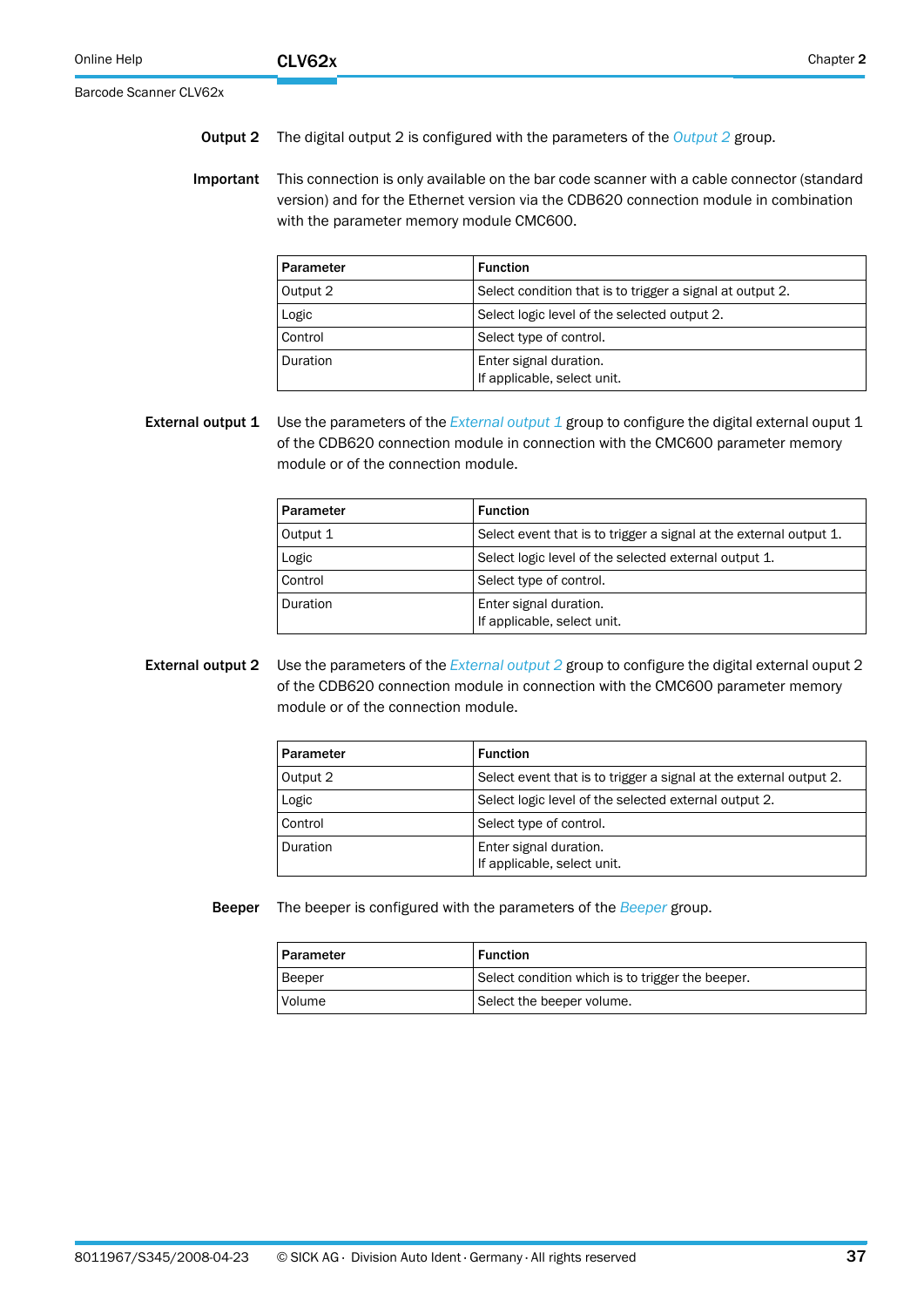**Output 2** The digital output 2 is configured with the parameters of the *Output 2* group.

**Important** This connection is only available on the bar code scanner with a cable connector (standard version) and for the Ethernet version via the CDB620 connection module in combination with the parameter memory module CMC600.

| Parameter | Function |
|---|---|
| Output 2 | Select condition that is to trigger a signal at output 2. |
| Logic | Select logic level of the selected output 2. |
| Control | Select type of control. |
| Duration | Enter signal duration.<br>If applicable, select unit. |

**External output 1** Use the parameters of the *External output 1* group to configure the digital external ouput 1 of the CDB620 connection module in connection with the CMC600 parameter memory module or of the connection module.

| Parameter | Function |
|---|---|
| Output 1 | Select event that is to trigger a signal at the external output 1. |
| Logic | Select logic level of the selected external output 1. |
| Control | Select type of control. |
| Duration | Enter signal duration.<br>If applicable, select unit. |

**External output 2** Use the parameters of the *External output 2* group to configure the digital external ouput 2 of the CDB620 connection module in connection with the CMC600 parameter memory module or of the connection module.

| Parameter | Function |
|---|---|
| Output 2 | Select event that is to trigger a signal at the external output 2. |
| Logic | Select logic level of the selected external output 2. |
| Control | Select type of control. |
| Duration | Enter signal duration.<br>If applicable, select unit. |

**Beeper** The beeper is configured with the parameters of the *Beeper* group.

| Parameter | Function |
|---|---|
| Beeper | Select condition which is to trigger the beeper. |
| Volume | Select the beeper volume. |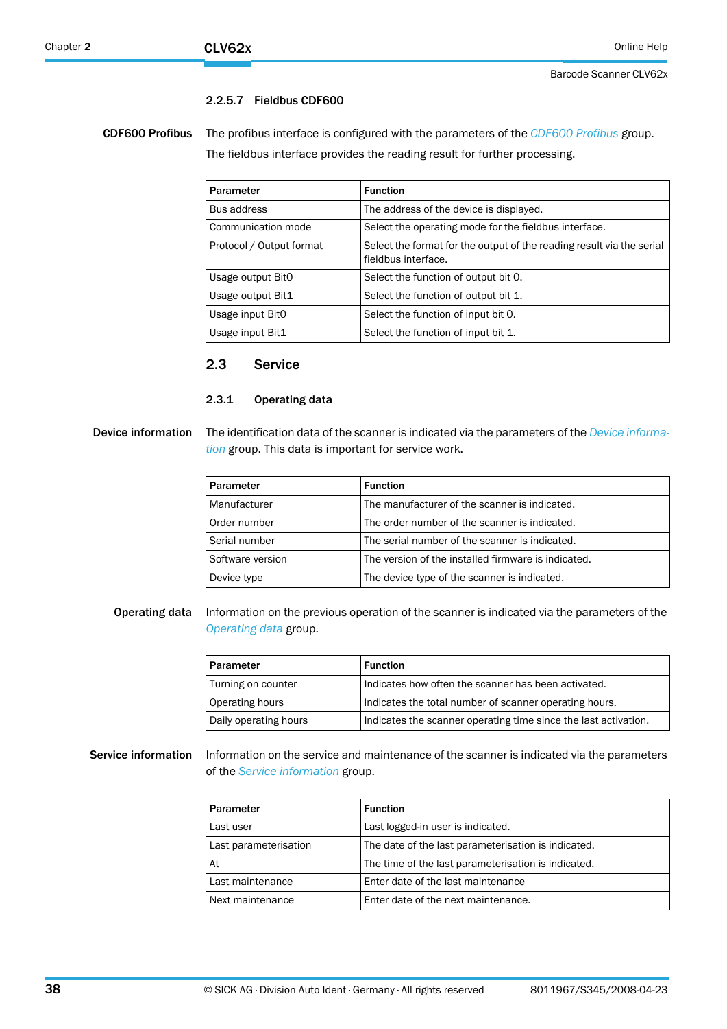#### 2.2.5.7 Fieldbus CDF600

**CDF600 Profibus**

The profibus interface is configured with the parameters of the *CDF600 Profibus* group. The fieldbus interface provides the reading result for further processing.

| Parameter | Function |
|---|---|
| Bus address | The address of the device is displayed. |
| Communication mode | Select the operating mode for the fieldbus interface. |
| Protocol / Output format | Select the format for the output of the reading result via the serial fieldbus interface. |
| Usage output Bit0 | Select the function of output bit 0. |
| Usage output Bit1 | Select the function of output bit 1. |
| Usage input Bit0 | Select the function of input bit 0. |
| Usage input Bit1 | Select the function of input bit 1. |

## 2.3 Service

### 2.3.1 Operating data

**Device information**

The identification data of the scanner is indicated via the parameters of the *Device information* group. This data is important for service work.

| Parameter | Function |
|---|---|
| Manufacturer | The manufacturer of the scanner is indicated. |
| Order number | The order number of the scanner is indicated. |
| Serial number | The serial number of the scanner is indicated. |
| Software version | The version of the installed firmware is indicated. |
| Device type | The device type of the scanner is indicated. |

**Operating data**

Information on the previous operation of the scanner is indicated via the parameters of the *Operating data* group.

| Parameter | Function |
|---|---|
| Turning on counter | Indicates how often the scanner has been activated. |
| Operating hours | Indicates the total number of scanner operating hours. |
| Daily operating hours | Indicates the scanner operating time since the last activation. |

**Service information**

Information on the service and maintenance of the scanner is indicated via the parameters of the *Service information* group.

| Parameter | Function |
|---|---|
| Last user | Last logged-in user is indicated. |
| Last parameterisation | The date of the last parameterisation is indicated. |
| At | The time of the last parameterisation is indicated. |
| Last maintenance | Enter date of the last maintenance |
| Next maintenance | Enter date of the next maintenance. |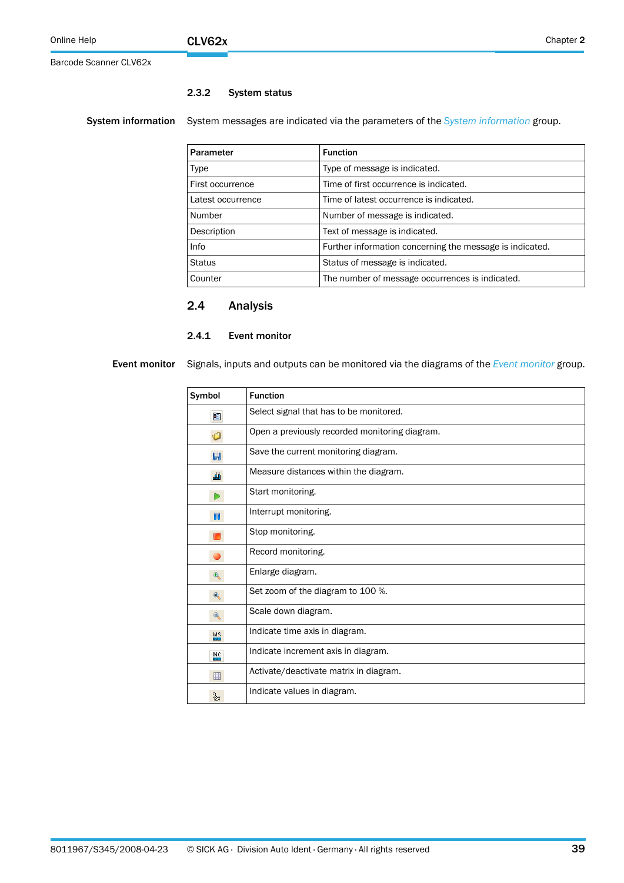### 2.3.2 System status

**System information**

System messages are indicated via the parameters of the *System information* group.

| Parameter | Function |
|---|---|
| Type | Type of message is indicated. |
| First occurrence | Time of first occurrence is indicated. |
| Latest occurrence | Time of latest occurrence is indicated. |
| Number | Number of message is indicated. |
| Description | Text of message is indicated. |
| Info | Further information concerning the message is indicated. |
| Status | Status of message is indicated. |
| Counter | The number of message occurrences is indicated. |

## 2.4 Analysis

### 2.4.1 Event monitor

**Event monitor**

Signals, inputs and outputs can be monitored via the diagrams of the *Event monitor* group.

| Symbol | Function |
|---|---|
| | Select signal that has to be monitored. |
| | Open a previously recorded monitoring diagram. |
| | Save the current monitoring diagram. |
| | Measure distances within the diagram. |
| | Start monitoring. |
| | Interrupt monitoring. |
| | Stop monitoring. |
| | Record monitoring. |
| | Enlarge diagram. |
| | Set zoom of the diagram to 100 %. |
| | Scale down diagram. |
| | Indicate time axis in diagram. |
| | Indicate increment axis in diagram. |
| | Activate/deactivate matrix in diagram. |
| | Indicate values in diagram. |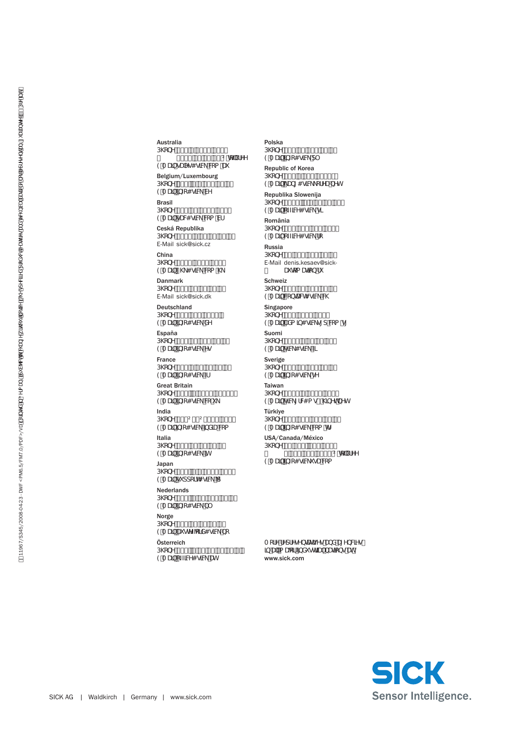**Australia**
3KRQH
WROOIUHH
(0DLOVDOHV#VLFNFRPDX

**Belgium/Luxembourg**
3KRQH
(0DLOLQIR#VLFNEH

**Brasil**
3KRQH
(0DLOVDF#VLFNFRPEU

**Ceská Republika**
3KRQH
E-Mail sick@sick.cz

**China**
3KRQH
(0DLOHQJ#VLFNFRPKN

**Danmark**
3KRQH
E-Mail sick@sick.dk

**Deutschland**
3KRQH
(0DLOLQIR#VLFNGH

**España**
3KRQH
(0DLOLQIR#VLFNHV

**France**
3KRQH
(0DLOLQIR#VLFNIU

**Great Britain**
3KRQH
(0DLOLQIR#VLFNFRXN

**India**
3KRQH
(0DLOLQIR#VLFNLQGLDFRP

**Italia**
3KRQH
(0DLOLQIR#VLFNLW

**Japan**
3KRQH
(0DLOVXSSRUW#VLFNMS

**Nederlands**
3KRQH
(0DLOLQIR#VLFNQO

**Norge**
3KRQH
(0DLODXWHFKQRUG#VLFNQR

**Österreich**
3KRQH
(0DLORIILFH#VLFNDW

**Polska**
3KRQH
(0DLOLQIR#VLFNSO

**Republic of Korea**
3KRQH
(0DLOKDQ#VLFNNRUHDQHW

**Republika Slowenija**
3KRQH
(0DLORIILFH#VLFNVL

**România**
3KRQH
(0DLORIILFH#VLFNUR

**Russia**
3KRQH
E-Mail denis.kesaev@sick-
DXWRPDWLRQUX

**Schweiz**
3KRQH
(0DLOFRQWDFW#VLFNFK

**Singapore**
3KRQH
(0DLODGPLQ#VLFNJSFRPVJ

**Suomi**
3KRQH
(0DLOVLFN#VLFNIL

**Sverige**
3KRQH
(0DLOLQIR#VLFNVH

**Taiwan**
3KRQH
(0DLOVLFNJUFP#VKLQHWQHW

**Türkiye**
3KRQH
(0DLOLQIR#VLFNFRPWU

**USA/Canada/México**
3KRQH
WROOIUHH
(0DLOLQIR#VLFNXVDFRP

0RUHUHSUHVHQWDWLYHVDQGDJHQFLHV LQDOOPDMRULQGXVWULDOQDWLRQVDW
www.sick.com

SICK AG | Waldkirch | Germany | www.sick.com

**SICK**
Sensor Intelligence.